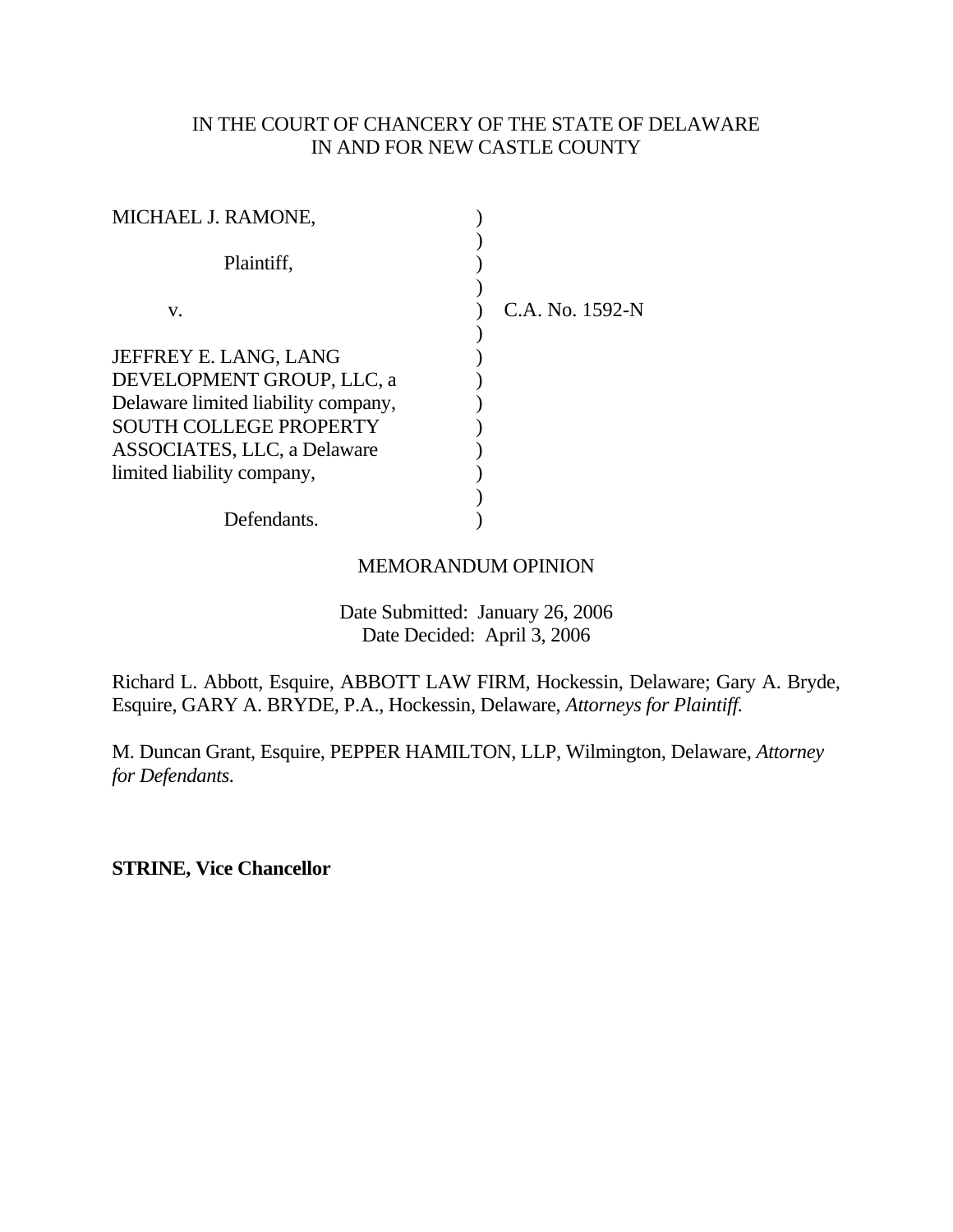IN THE COURT OF CHANCERY OF THE STATE OF DELAWARE
IN AND FOR NEW CASTLE COUNTY

MICHAEL J. RAMONE,

Plaintiff,

v.

JEFFREY E. LANG, LANG DEVELOPMENT GROUP, LLC, a Delaware limited liability company, SOUTH COLLEGE PROPERTY ASSOCIATES, LLC, a Delaware limited liability company,

Defendants.

C.A. No. 1592-N

MEMORANDUM OPINION

Date Submitted: January 26, 2006
Date Decided: April 3, 2006

Richard L. Abbott, Esquire, ABBOTT LAW FIRM, Hockessin, Delaware; Gary A. Bryde, Esquire, GARY A. BRYDE, P.A., Hockessin, Delaware, *Attorneys for Plaintiff.*

M. Duncan Grant, Esquire, PEPPER HAMILTON, LLP, Wilmington, Delaware, *Attorney for Defendants.*

**STRINE, Vice Chancellor**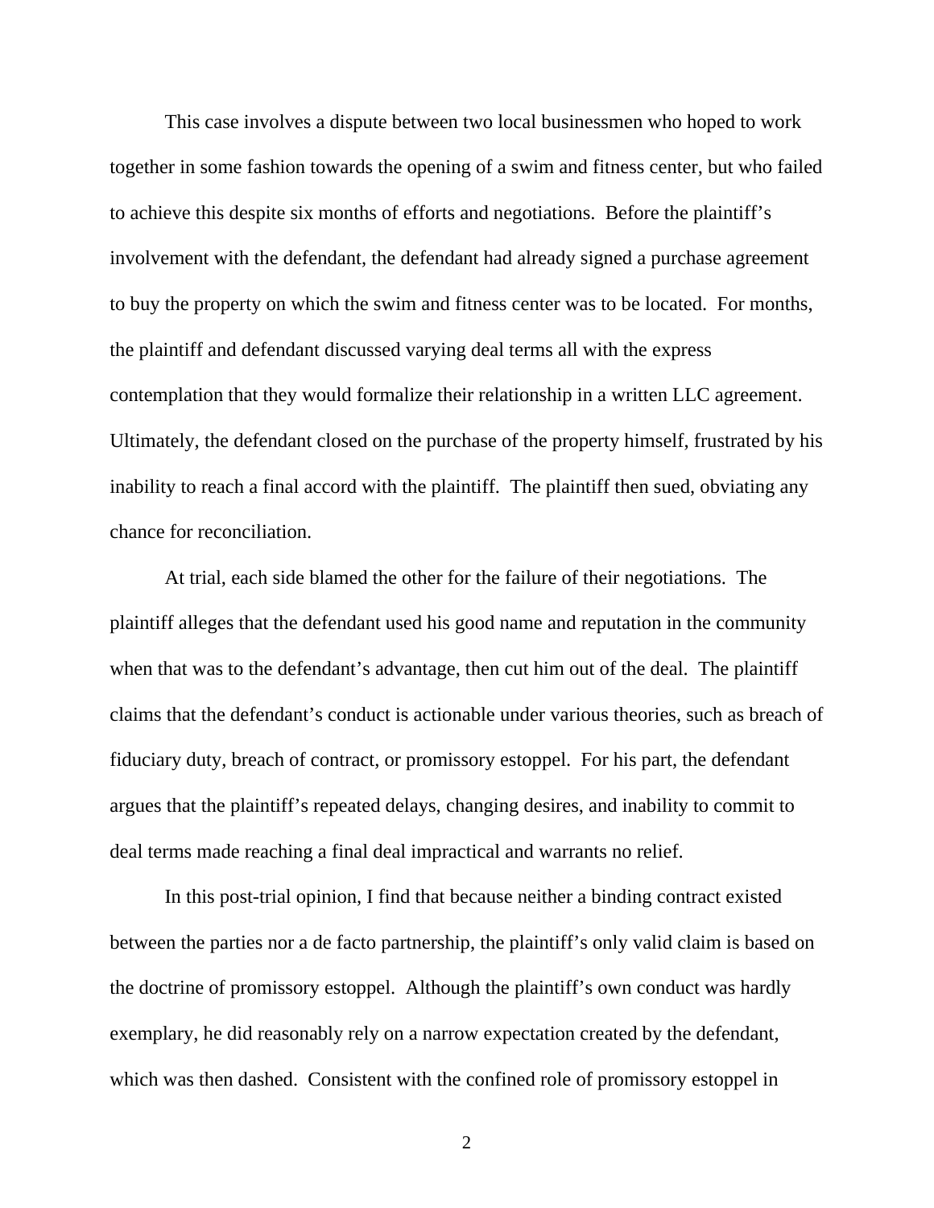This case involves a dispute between two local businessmen who hoped to work together in some fashion towards the opening of a swim and fitness center, but who failed to achieve this despite six months of efforts and negotiations. Before the plaintiff's involvement with the defendant, the defendant had already signed a purchase agreement to buy the property on which the swim and fitness center was to be located. For months, the plaintiff and defendant discussed varying deal terms all with the express contemplation that they would formalize their relationship in a written LLC agreement. Ultimately, the defendant closed on the purchase of the property himself, frustrated by his inability to reach a final accord with the plaintiff. The plaintiff then sued, obviating any chance for reconciliation.

At trial, each side blamed the other for the failure of their negotiations. The plaintiff alleges that the defendant used his good name and reputation in the community when that was to the defendant's advantage, then cut him out of the deal. The plaintiff claims that the defendant's conduct is actionable under various theories, such as breach of fiduciary duty, breach of contract, or promissory estoppel. For his part, the defendant argues that the plaintiff's repeated delays, changing desires, and inability to commit to deal terms made reaching a final deal impractical and warrants no relief.

In this post-trial opinion, I find that because neither a binding contract existed between the parties nor a de facto partnership, the plaintiff's only valid claim is based on the doctrine of promissory estoppel. Although the plaintiff's own conduct was hardly exemplary, he did reasonably rely on a narrow expectation created by the defendant, which was then dashed. Consistent with the confined role of promissory estoppel in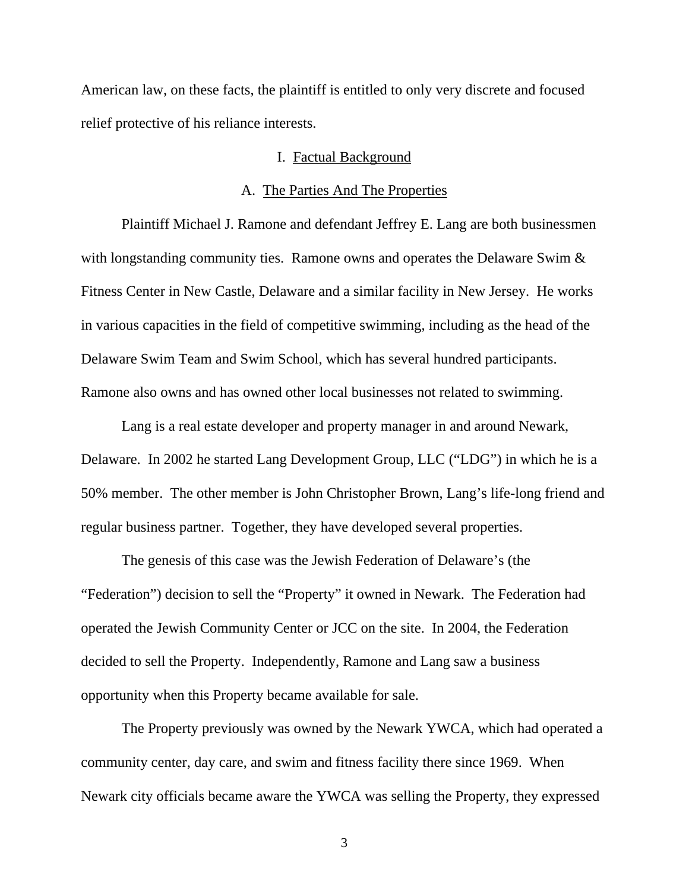American law, on these facts, the plaintiff is entitled to only very discrete and focused relief protective of his reliance interests.

## I. Factual Background

### A. The Parties And The Properties

Plaintiff Michael J. Ramone and defendant Jeffrey E. Lang are both businessmen with longstanding community ties. Ramone owns and operates the Delaware Swim & Fitness Center in New Castle, Delaware and a similar facility in New Jersey. He works in various capacities in the field of competitive swimming, including as the head of the Delaware Swim Team and Swim School, which has several hundred participants. Ramone also owns and has owned other local businesses not related to swimming.

Lang is a real estate developer and property manager in and around Newark, Delaware. In 2002 he started Lang Development Group, LLC ("LDG") in which he is a 50% member. The other member is John Christopher Brown, Lang's life-long friend and regular business partner. Together, they have developed several properties.

The genesis of this case was the Jewish Federation of Delaware's (the "Federation") decision to sell the "Property" it owned in Newark. The Federation had operated the Jewish Community Center or JCC on the site. In 2004, the Federation decided to sell the Property. Independently, Ramone and Lang saw a business opportunity when this Property became available for sale.

The Property previously was owned by the Newark YWCA, which had operated a community center, day care, and swim and fitness facility there since 1969. When Newark city officials became aware the YWCA was selling the Property, they expressed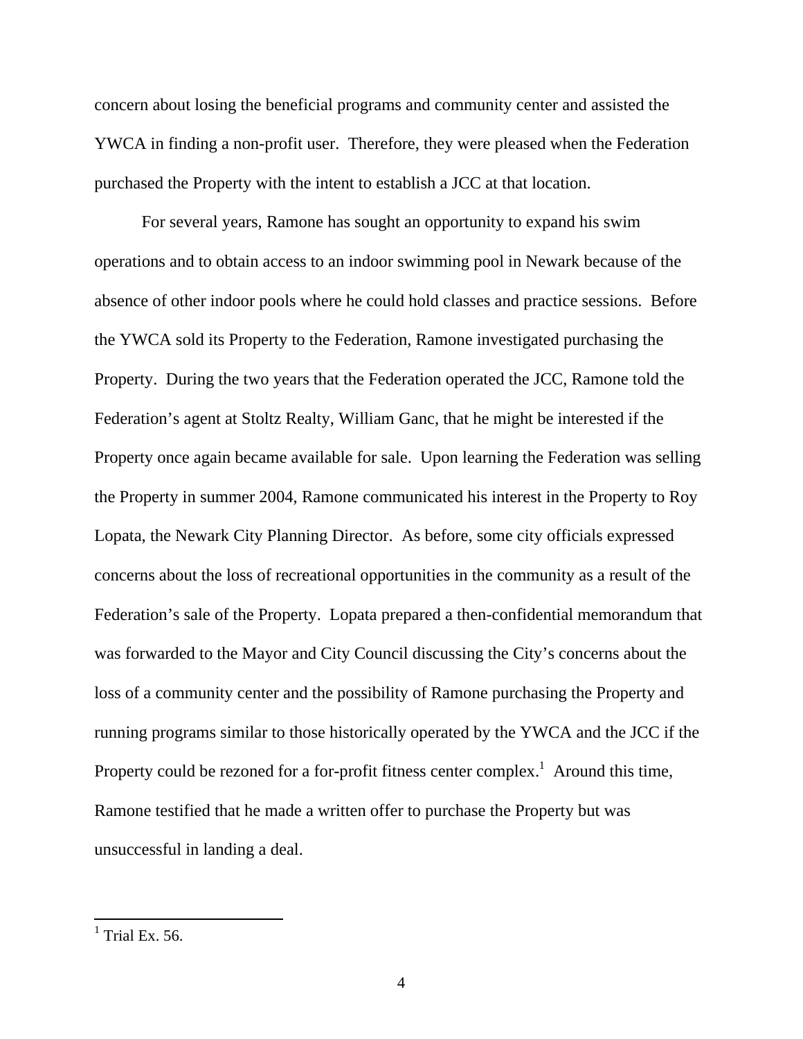concern about losing the beneficial programs and community center and assisted the YWCA in finding a non-profit user. Therefore, they were pleased when the Federation purchased the Property with the intent to establish a JCC at that location.

For several years, Ramone has sought an opportunity to expand his swim operations and to obtain access to an indoor swimming pool in Newark because of the absence of other indoor pools where he could hold classes and practice sessions. Before the YWCA sold its Property to the Federation, Ramone investigated purchasing the Property. During the two years that the Federation operated the JCC, Ramone told the Federation's agent at Stoltz Realty, William Ganc, that he might be interested if the Property once again became available for sale. Upon learning the Federation was selling the Property in summer 2004, Ramone communicated his interest in the Property to Roy Lopata, the Newark City Planning Director. As before, some city officials expressed concerns about the loss of recreational opportunities in the community as a result of the Federation's sale of the Property. Lopata prepared a then-confidential memorandum that was forwarded to the Mayor and City Council discussing the City's concerns about the loss of a community center and the possibility of Ramone purchasing the Property and running programs similar to those historically operated by the YWCA and the JCC if the Property could be rezoned for a for-profit fitness center complex.[1] Around this time, Ramone testified that he made a written offer to purchase the Property but was unsuccessful in landing a deal.

---

[1] Trial Ex. 56.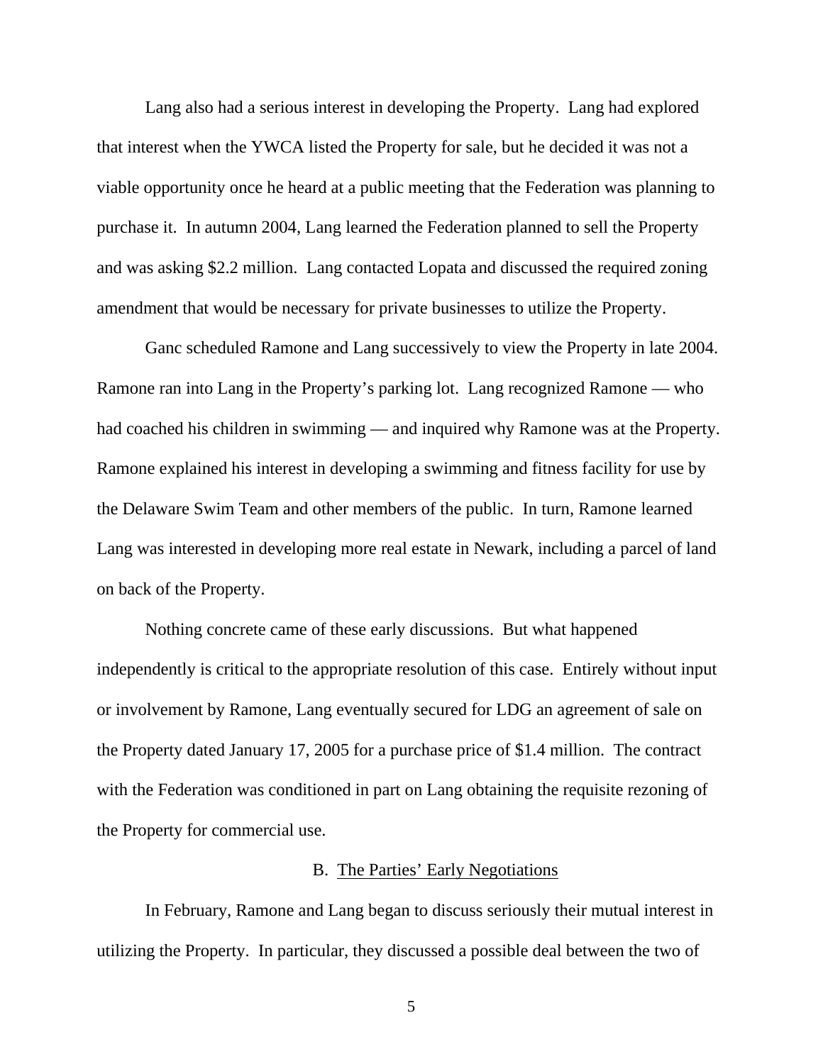Lang also had a serious interest in developing the Property. Lang had explored that interest when the YWCA listed the Property for sale, but he decided it was not a viable opportunity once he heard at a public meeting that the Federation was planning to purchase it. In autumn 2004, Lang learned the Federation planned to sell the Property and was asking $2.2 million. Lang contacted Lopata and discussed the required zoning amendment that would be necessary for private businesses to utilize the Property.

Ganc scheduled Ramone and Lang successively to view the Property in late 2004. Ramone ran into Lang in the Property's parking lot. Lang recognized Ramone — who had coached his children in swimming — and inquired why Ramone was at the Property. Ramone explained his interest in developing a swimming and fitness facility for use by the Delaware Swim Team and other members of the public. In turn, Ramone learned Lang was interested in developing more real estate in Newark, including a parcel of land on back of the Property.

Nothing concrete came of these early discussions. But what happened independently is critical to the appropriate resolution of this case. Entirely without input or involvement by Ramone, Lang eventually secured for LDG an agreement of sale on the Property dated January 17, 2005 for a purchase price of $1.4 million. The contract with the Federation was conditioned in part on Lang obtaining the requisite rezoning of the Property for commercial use.

### B. The Parties' Early Negotiations

In February, Ramone and Lang began to discuss seriously their mutual interest in utilizing the Property. In particular, they discussed a possible deal between the two of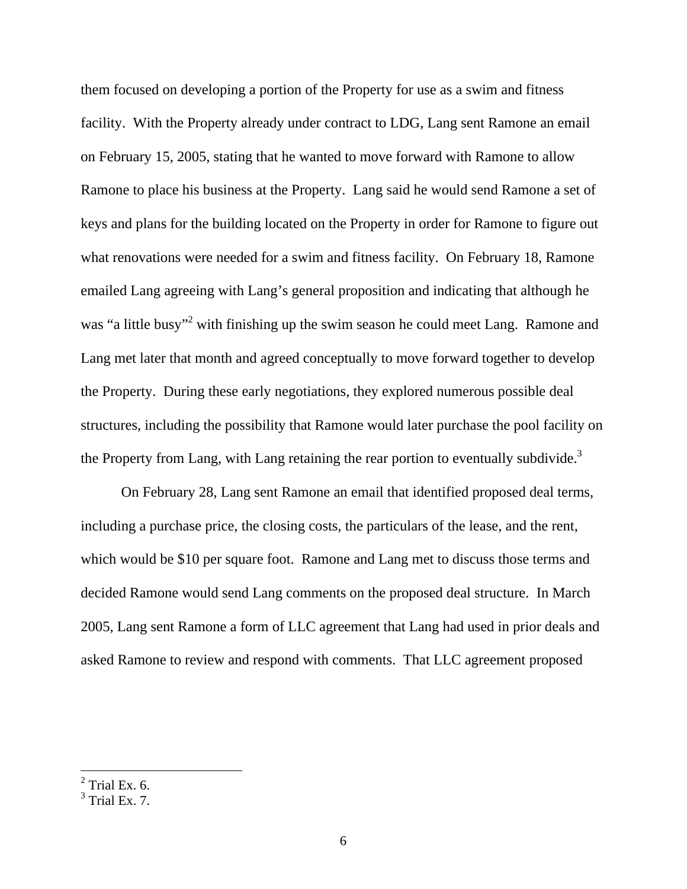them focused on developing a portion of the Property for use as a swim and fitness facility. With the Property already under contract to LDG, Lang sent Ramone an email on February 15, 2005, stating that he wanted to move forward with Ramone to allow Ramone to place his business at the Property. Lang said he would send Ramone a set of keys and plans for the building located on the Property in order for Ramone to figure out what renovations were needed for a swim and fitness facility. On February 18, Ramone emailed Lang agreeing with Lang's general proposition and indicating that although he was "a little busy"[2] with finishing up the swim season he could meet Lang. Ramone and Lang met later that month and agreed conceptually to move forward together to develop the Property. During these early negotiations, they explored numerous possible deal structures, including the possibility that Ramone would later purchase the pool facility on the Property from Lang, with Lang retaining the rear portion to eventually subdivide.[3]

On February 28, Lang sent Ramone an email that identified proposed deal terms, including a purchase price, the closing costs, the particulars of the lease, and the rent, which would be $10 per square foot. Ramone and Lang met to discuss those terms and decided Ramone would send Lang comments on the proposed deal structure. In March 2005, Lang sent Ramone a form of LLC agreement that Lang had used in prior deals and asked Ramone to review and respond with comments. That LLC agreement proposed

---

[2] Trial Ex. 6.

[3] Trial Ex. 7.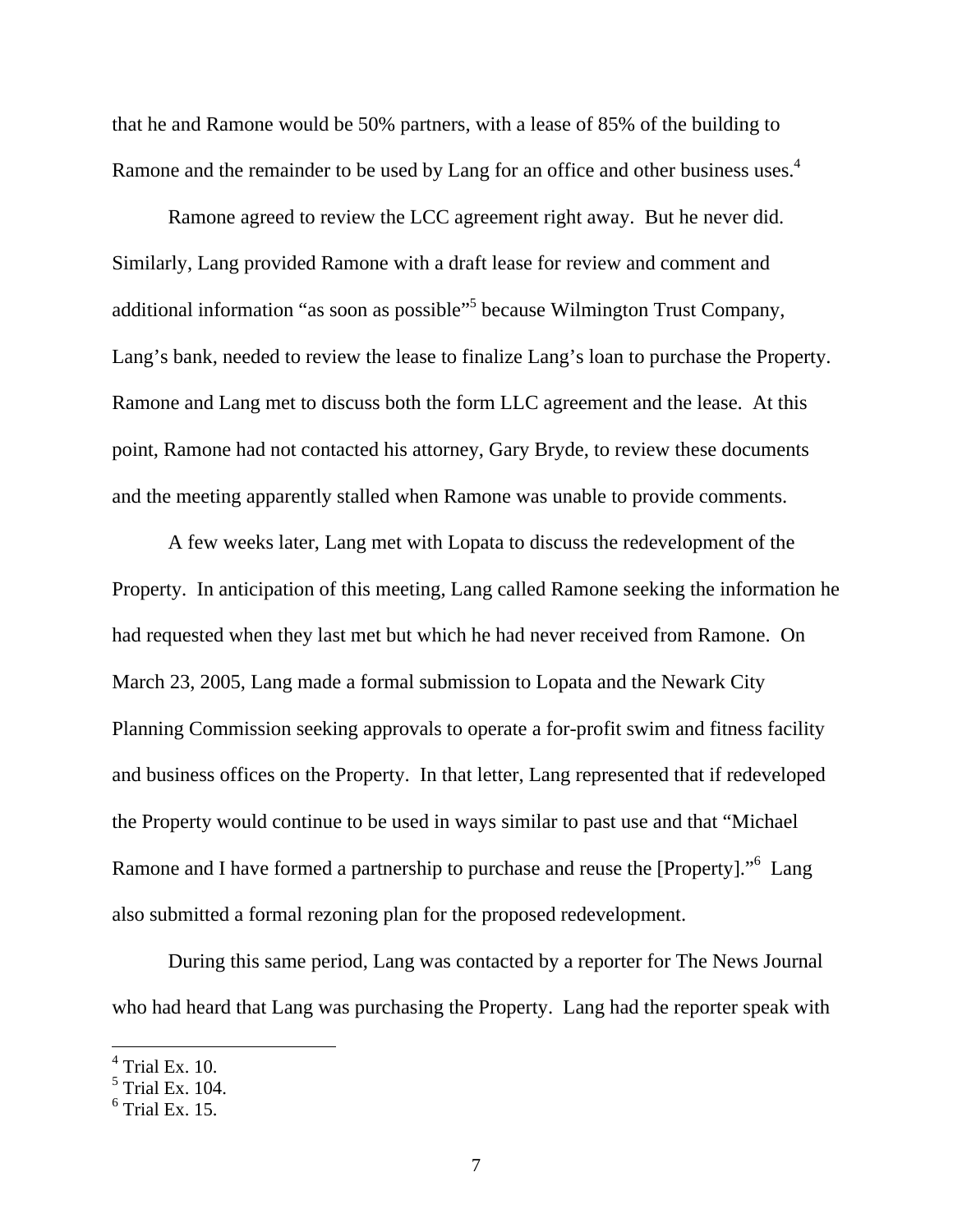that he and Ramone would be 50% partners, with a lease of 85% of the building to Ramone and the remainder to be used by Lang for an office and other business uses.[4]

Ramone agreed to review the LCC agreement right away. But he never did. Similarly, Lang provided Ramone with a draft lease for review and comment and additional information "as soon as possible"[5] because Wilmington Trust Company, Lang's bank, needed to review the lease to finalize Lang's loan to purchase the Property. Ramone and Lang met to discuss both the form LLC agreement and the lease. At this point, Ramone had not contacted his attorney, Gary Bryde, to review these documents and the meeting apparently stalled when Ramone was unable to provide comments.

A few weeks later, Lang met with Lopata to discuss the redevelopment of the Property. In anticipation of this meeting, Lang called Ramone seeking the information he had requested when they last met but which he had never received from Ramone. On March 23, 2005, Lang made a formal submission to Lopata and the Newark City Planning Commission seeking approvals to operate a for-profit swim and fitness facility and business offices on the Property. In that letter, Lang represented that if redeveloped the Property would continue to be used in ways similar to past use and that "Michael Ramone and I have formed a partnership to purchase and reuse the [Property]."[6] Lang also submitted a formal rezoning plan for the proposed redevelopment.

During this same period, Lang was contacted by a reporter for The News Journal who had heard that Lang was purchasing the Property. Lang had the reporter speak with

---

[4] Trial Ex. 10.
[5] Trial Ex. 104.
[6] Trial Ex. 15.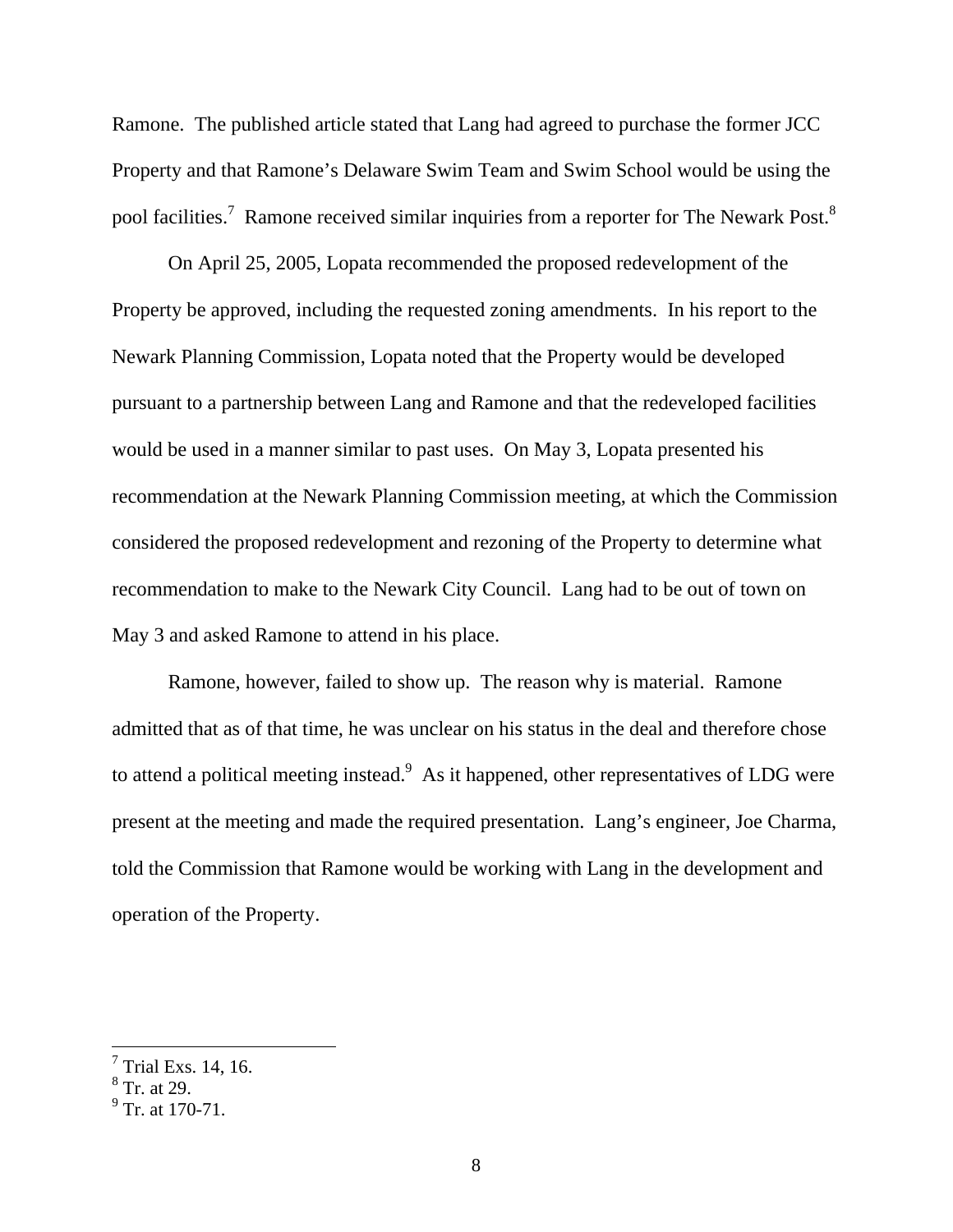Ramone. The published article stated that Lang had agreed to purchase the former JCC Property and that Ramone's Delaware Swim Team and Swim School would be using the pool facilities.[7] Ramone received similar inquiries from a reporter for The Newark Post.[8]

On April 25, 2005, Lopata recommended the proposed redevelopment of the Property be approved, including the requested zoning amendments. In his report to the Newark Planning Commission, Lopata noted that the Property would be developed pursuant to a partnership between Lang and Ramone and that the redeveloped facilities would be used in a manner similar to past uses. On May 3, Lopata presented his recommendation at the Newark Planning Commission meeting, at which the Commission considered the proposed redevelopment and rezoning of the Property to determine what recommendation to make to the Newark City Council. Lang had to be out of town on May 3 and asked Ramone to attend in his place.

Ramone, however, failed to show up. The reason why is material. Ramone admitted that as of that time, he was unclear on his status in the deal and therefore chose to attend a political meeting instead.[9] As it happened, other representatives of LDG were present at the meeting and made the required presentation. Lang's engineer, Joe Charma, told the Commission that Ramone would be working with Lang in the development and operation of the Property.

---

[7] Trial Exs. 14, 16.

[8] Tr. at 29.

[9] Tr. at 170-71.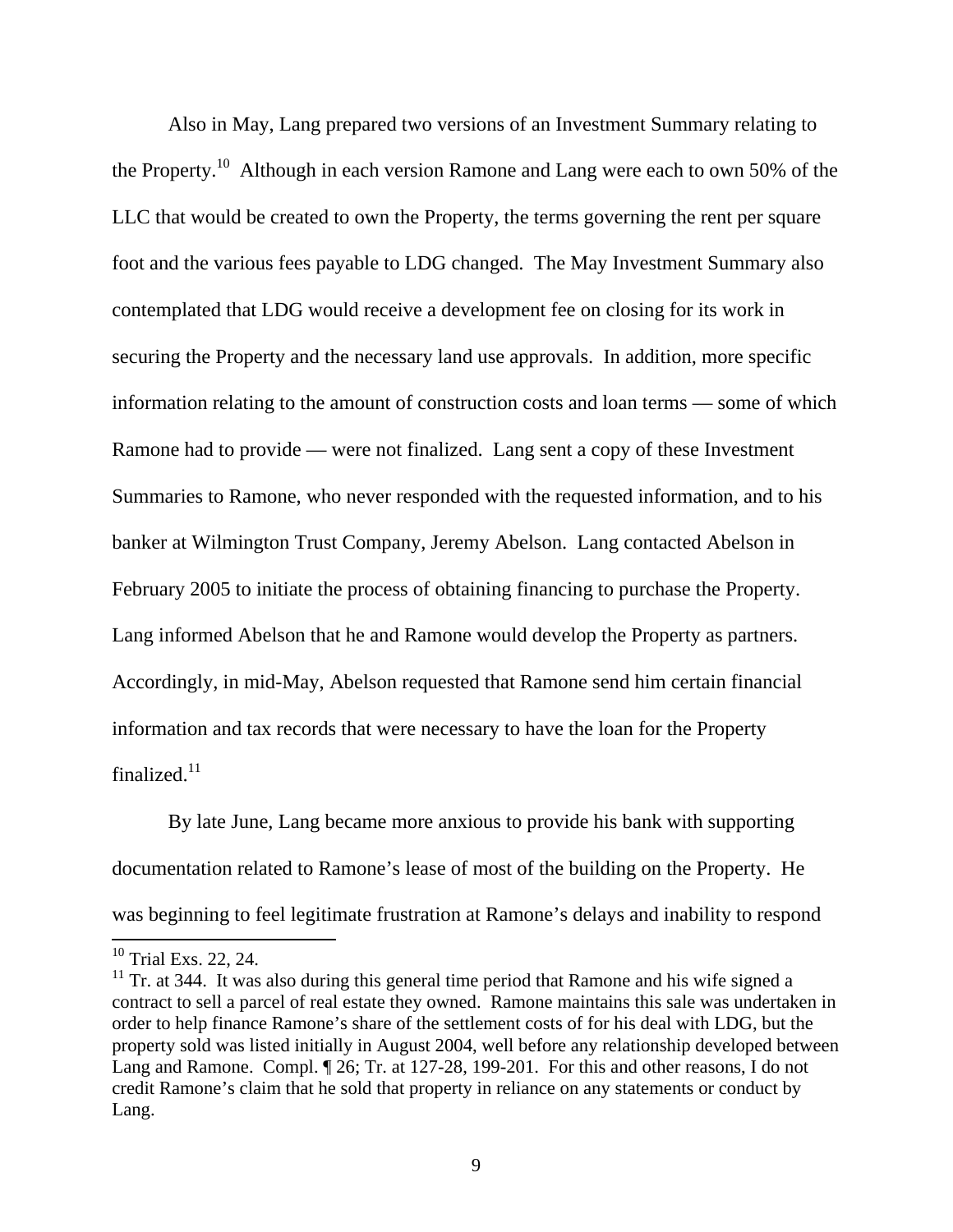Also in May, Lang prepared two versions of an Investment Summary relating to the Property.[10] Although in each version Ramone and Lang were each to own 50% of the LLC that would be created to own the Property, the terms governing the rent per square foot and the various fees payable to LDG changed. The May Investment Summary also contemplated that LDG would receive a development fee on closing for its work in securing the Property and the necessary land use approvals. In addition, more specific information relating to the amount of construction costs and loan terms — some of which Ramone had to provide — were not finalized. Lang sent a copy of these Investment Summaries to Ramone, who never responded with the requested information, and to his banker at Wilmington Trust Company, Jeremy Abelson. Lang contacted Abelson in February 2005 to initiate the process of obtaining financing to purchase the Property. Lang informed Abelson that he and Ramone would develop the Property as partners. Accordingly, in mid-May, Abelson requested that Ramone send him certain financial information and tax records that were necessary to have the loan for the Property finalized.[11]

By late June, Lang became more anxious to provide his bank with supporting documentation related to Ramone's lease of most of the building on the Property. He was beginning to feel legitimate frustration at Ramone's delays and inability to respond

---

[10] Trial Exs. 22, 24.

[11] Tr. at 344. It was also during this general time period that Ramone and his wife signed a contract to sell a parcel of real estate they owned. Ramone maintains this sale was undertaken in order to help finance Ramone's share of the settlement costs of for his deal with LDG, but the property sold was listed initially in August 2004, well before any relationship developed between Lang and Ramone. Compl. ¶ 26; Tr. at 127-28, 199-201. For this and other reasons, I do not credit Ramone's claim that he sold that property in reliance on any statements or conduct by Lang.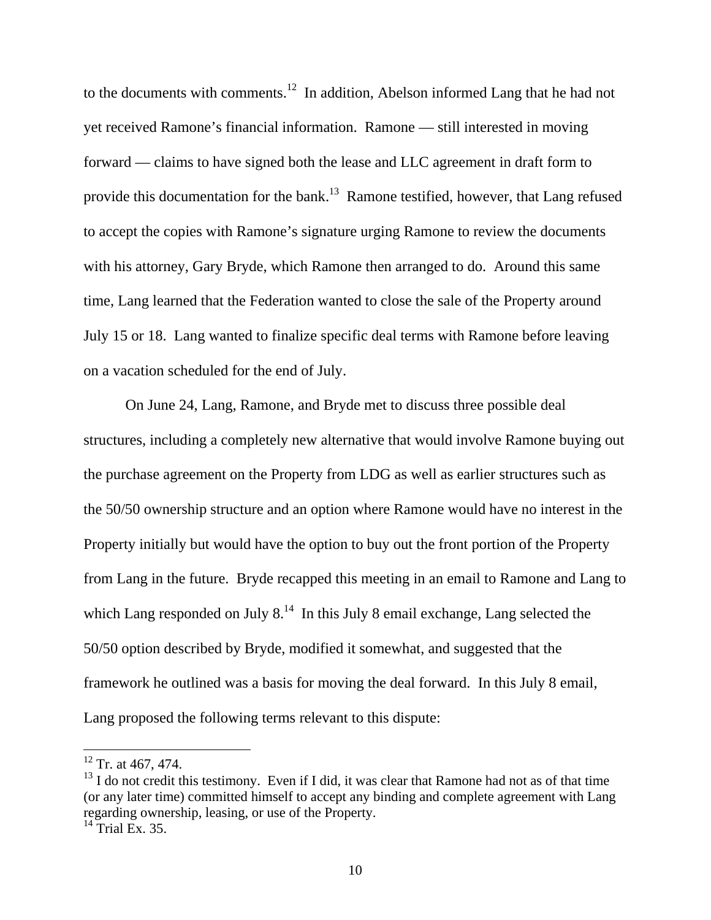to the documents with comments.[12] In addition, Abelson informed Lang that he had not yet received Ramone's financial information. Ramone — still interested in moving forward — claims to have signed both the lease and LLC agreement in draft form to provide this documentation for the bank.[13] Ramone testified, however, that Lang refused to accept the copies with Ramone's signature urging Ramone to review the documents with his attorney, Gary Bryde, which Ramone then arranged to do. Around this same time, Lang learned that the Federation wanted to close the sale of the Property around July 15 or 18. Lang wanted to finalize specific deal terms with Ramone before leaving on a vacation scheduled for the end of July.

On June 24, Lang, Ramone, and Bryde met to discuss three possible deal structures, including a completely new alternative that would involve Ramone buying out the purchase agreement on the Property from LDG as well as earlier structures such as the 50/50 ownership structure and an option where Ramone would have no interest in the Property initially but would have the option to buy out the front portion of the Property from Lang in the future. Bryde recapped this meeting in an email to Ramone and Lang to which Lang responded on July 8.[14] In this July 8 email exchange, Lang selected the 50/50 option described by Bryde, modified it somewhat, and suggested that the framework he outlined was a basis for moving the deal forward. In this July 8 email, Lang proposed the following terms relevant to this dispute:

---

[12] Tr. at 467, 474.

[13] I do not credit this testimony. Even if I did, it was clear that Ramone had not as of that time (or any later time) committed himself to accept any binding and complete agreement with Lang regarding ownership, leasing, or use of the Property.

[14] Trial Ex. 35.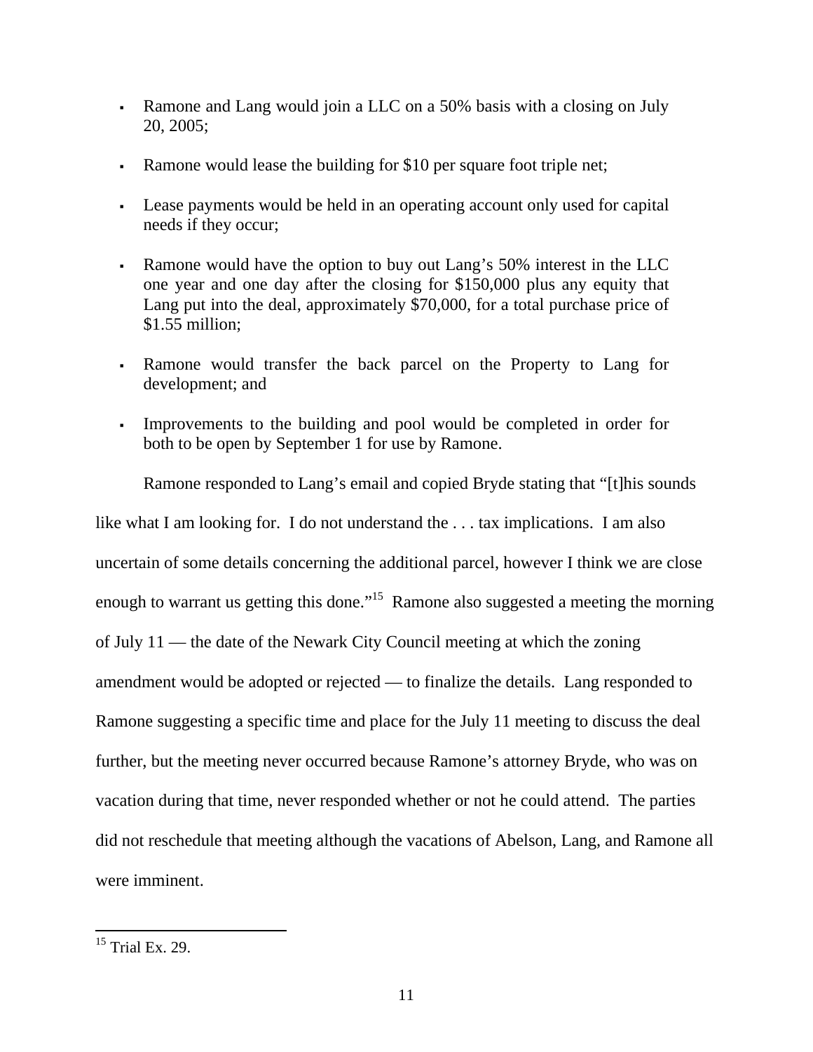- Ramone and Lang would join a LLC on a 50% basis with a closing on July 20, 2005;

- Ramone would lease the building for $10 per square foot triple net;

- Lease payments would be held in an operating account only used for capital needs if they occur;

- Ramone would have the option to buy out Lang's 50% interest in the LLC one year and one day after the closing for $150,000 plus any equity that Lang put into the deal, approximately $70,000, for a total purchase price of $1.55 million;

- Ramone would transfer the back parcel on the Property to Lang for development; and

- Improvements to the building and pool would be completed in order for both to be open by September 1 for use by Ramone.

Ramone responded to Lang's email and copied Bryde stating that "[t]his sounds like what I am looking for. I do not understand the . . . tax implications. I am also uncertain of some details concerning the additional parcel, however I think we are close enough to warrant us getting this done."[15] Ramone also suggested a meeting the morning of July 11 — the date of the Newark City Council meeting at which the zoning amendment would be adopted or rejected — to finalize the details. Lang responded to Ramone suggesting a specific time and place for the July 11 meeting to discuss the deal further, but the meeting never occurred because Ramone's attorney Bryde, who was on vacation during that time, never responded whether or not he could attend. The parties did not reschedule that meeting although the vacations of Abelson, Lang, and Ramone all were imminent.

[15] Trial Ex. 29.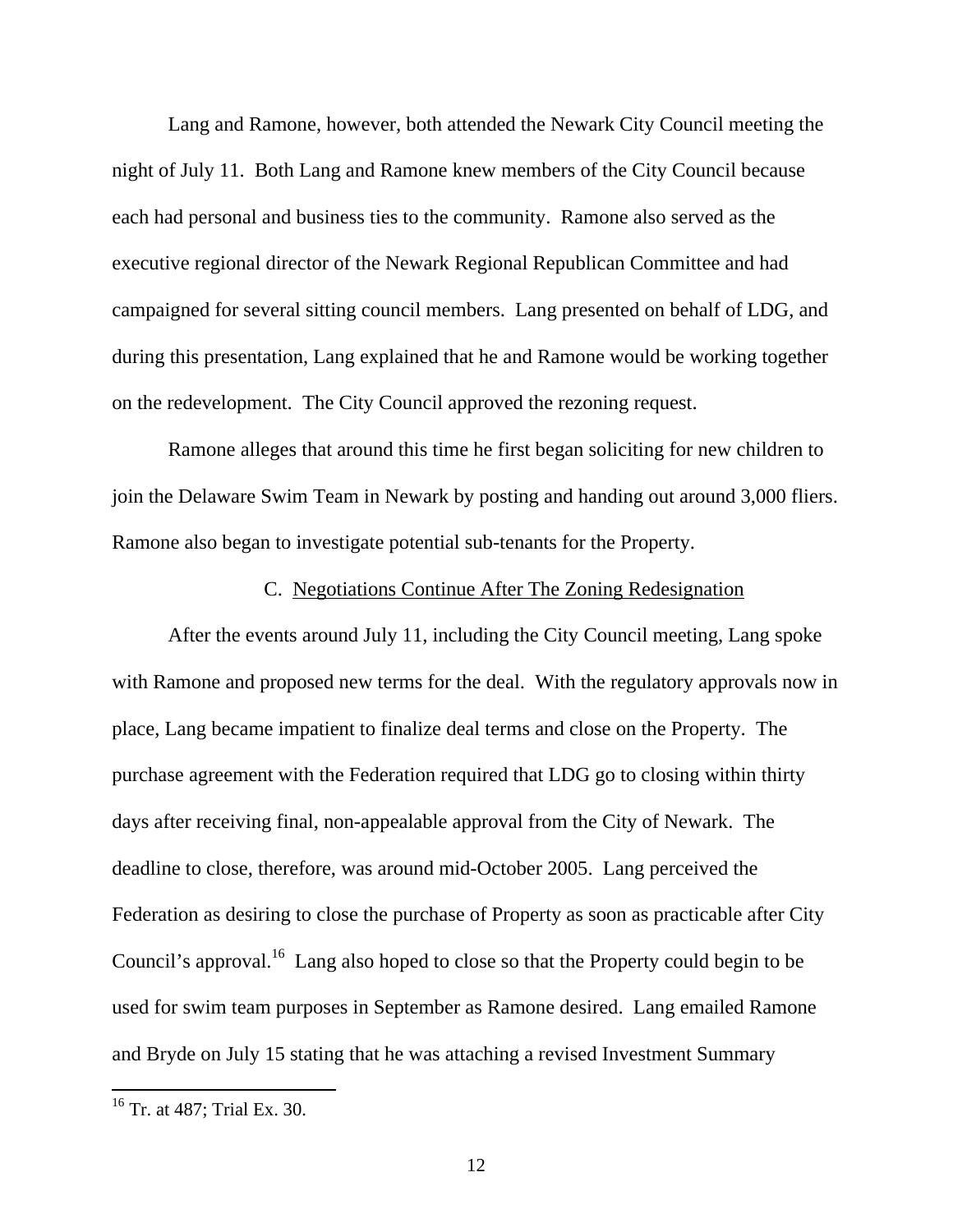Lang and Ramone, however, both attended the Newark City Council meeting the night of July 11. Both Lang and Ramone knew members of the City Council because each had personal and business ties to the community. Ramone also served as the executive regional director of the Newark Regional Republican Committee and had campaigned for several sitting council members. Lang presented on behalf of LDG, and during this presentation, Lang explained that he and Ramone would be working together on the redevelopment. The City Council approved the rezoning request.

Ramone alleges that around this time he first began soliciting for new children to join the Delaware Swim Team in Newark by posting and handing out around 3,000 fliers. Ramone also began to investigate potential sub-tenants for the Property.

### C. Negotiations Continue After The Zoning Redesignation

After the events around July 11, including the City Council meeting, Lang spoke with Ramone and proposed new terms for the deal. With the regulatory approvals now in place, Lang became impatient to finalize deal terms and close on the Property. The purchase agreement with the Federation required that LDG go to closing within thirty days after receiving final, non-appealable approval from the City of Newark. The deadline to close, therefore, was around mid-October 2005. Lang perceived the Federation as desiring to close the purchase of Property as soon as practicable after City Council's approval.[16] Lang also hoped to close so that the Property could begin to be used for swim team purposes in September as Ramone desired. Lang emailed Ramone and Bryde on July 15 stating that he was attaching a revised Investment Summary

[16] Tr. at 487; Trial Ex. 30.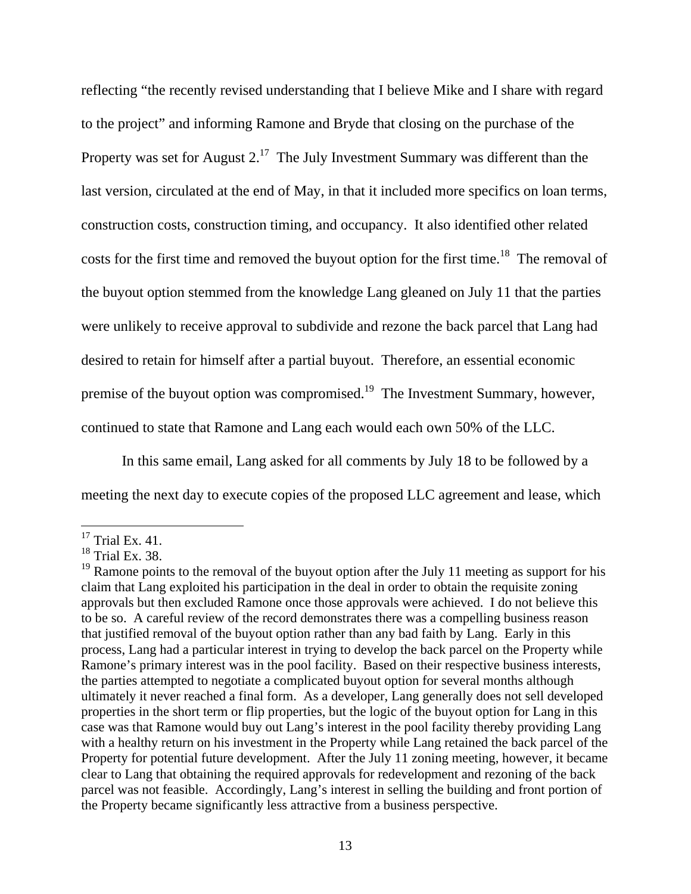reflecting "the recently revised understanding that I believe Mike and I share with regard to the project" and informing Ramone and Bryde that closing on the purchase of the Property was set for August 2.[17] The July Investment Summary was different than the last version, circulated at the end of May, in that it included more specifics on loan terms, construction costs, construction timing, and occupancy. It also identified other related costs for the first time and removed the buyout option for the first time.[18] The removal of the buyout option stemmed from the knowledge Lang gleaned on July 11 that the parties were unlikely to receive approval to subdivide and rezone the back parcel that Lang had desired to retain for himself after a partial buyout. Therefore, an essential economic premise of the buyout option was compromised.[19] The Investment Summary, however, continued to state that Ramone and Lang each would each own 50% of the LLC.

In this same email, Lang asked for all comments by July 18 to be followed by a meeting the next day to execute copies of the proposed LLC agreement and lease, which

---

[17] Trial Ex. 41.

[18] Trial Ex. 38.

[19] Ramone points to the removal of the buyout option after the July 11 meeting as support for his claim that Lang exploited his participation in the deal in order to obtain the requisite zoning approvals but then excluded Ramone once those approvals were achieved. I do not believe this to be so. A careful review of the record demonstrates there was a compelling business reason that justified removal of the buyout option rather than any bad faith by Lang. Early in this process, Lang had a particular interest in trying to develop the back parcel on the Property while Ramone's primary interest was in the pool facility. Based on their respective business interests, the parties attempted to negotiate a complicated buyout option for several months although ultimately it never reached a final form. As a developer, Lang generally does not sell developed properties in the short term or flip properties, but the logic of the buyout option for Lang in this case was that Ramone would buy out Lang's interest in the pool facility thereby providing Lang with a healthy return on his investment in the Property while Lang retained the back parcel of the Property for potential future development. After the July 11 zoning meeting, however, it became clear to Lang that obtaining the required approvals for redevelopment and rezoning of the back parcel was not feasible. Accordingly, Lang's interest in selling the building and front portion of the Property became significantly less attractive from a business perspective.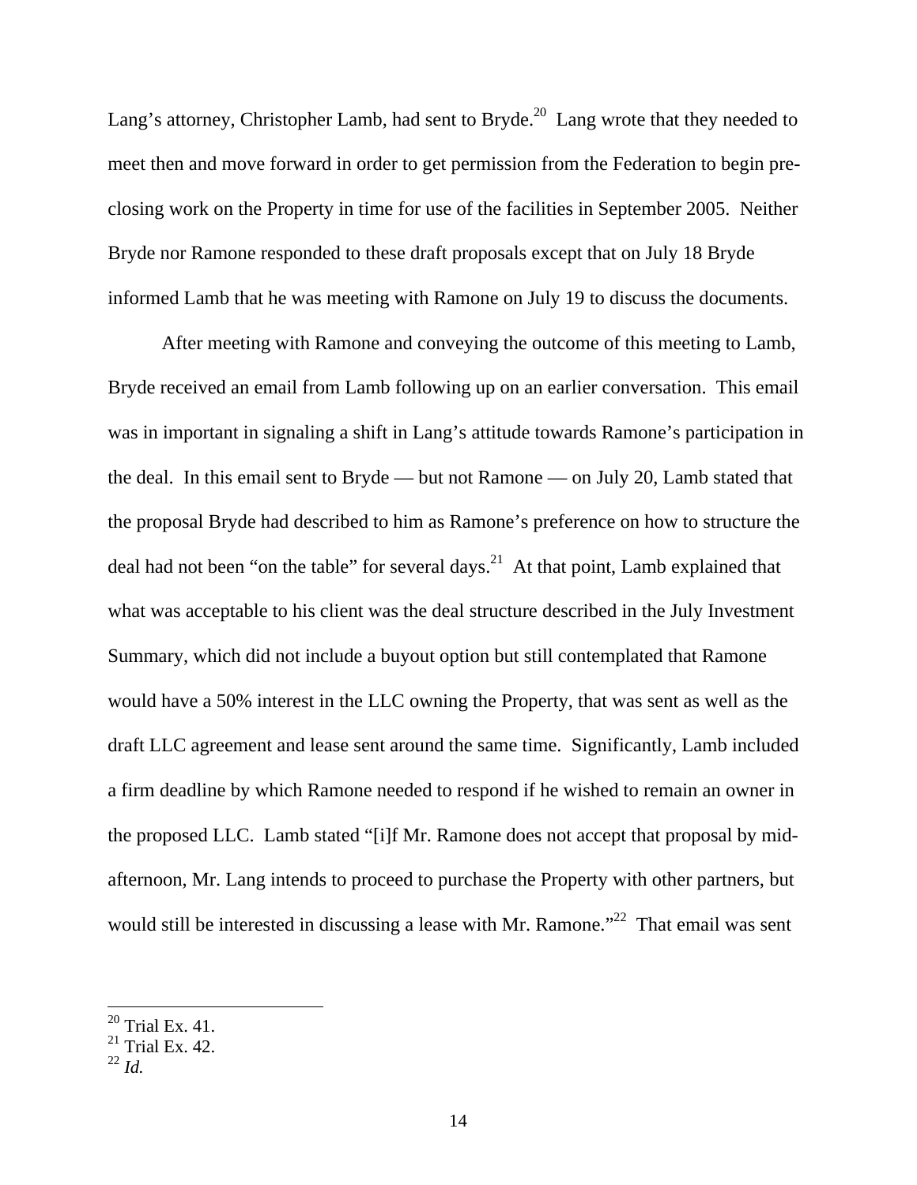Lang's attorney, Christopher Lamb, had sent to Bryde.[20] Lang wrote that they needed to meet then and move forward in order to get permission from the Federation to begin pre-closing work on the Property in time for use of the facilities in September 2005. Neither Bryde nor Ramone responded to these draft proposals except that on July 18 Bryde informed Lamb that he was meeting with Ramone on July 19 to discuss the documents.

After meeting with Ramone and conveying the outcome of this meeting to Lamb, Bryde received an email from Lamb following up on an earlier conversation. This email was in important in signaling a shift in Lang's attitude towards Ramone's participation in the deal. In this email sent to Bryde — but not Ramone — on July 20, Lamb stated that the proposal Bryde had described to him as Ramone's preference on how to structure the deal had not been "on the table" for several days.[21] At that point, Lamb explained that what was acceptable to his client was the deal structure described in the July Investment Summary, which did not include a buyout option but still contemplated that Ramone would have a 50% interest in the LLC owning the Property, that was sent as well as the draft LLC agreement and lease sent around the same time. Significantly, Lamb included a firm deadline by which Ramone needed to respond if he wished to remain an owner in the proposed LLC. Lamb stated "[i]f Mr. Ramone does not accept that proposal by mid-afternoon, Mr. Lang intends to proceed to purchase the Property with other partners, but would still be interested in discussing a lease with Mr. Ramone."[22] That email was sent

[20] Trial Ex. 41.

[21] Trial Ex. 42.

[22] *Id.*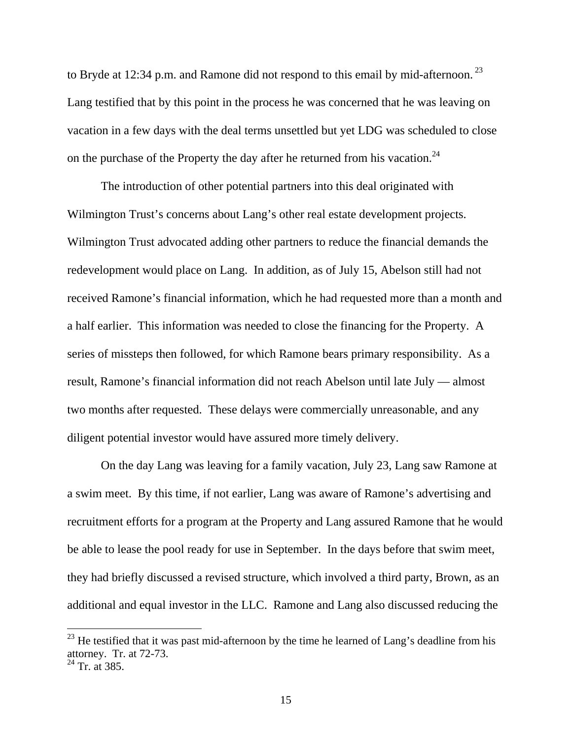to Bryde at 12:34 p.m. and Ramone did not respond to this email by mid-afternoon.[23] Lang testified that by this point in the process he was concerned that he was leaving on vacation in a few days with the deal terms unsettled but yet LDG was scheduled to close on the purchase of the Property the day after he returned from his vacation.[24]

The introduction of other potential partners into this deal originated with Wilmington Trust's concerns about Lang's other real estate development projects. Wilmington Trust advocated adding other partners to reduce the financial demands the redevelopment would place on Lang. In addition, as of July 15, Abelson still had not received Ramone's financial information, which he had requested more than a month and a half earlier. This information was needed to close the financing for the Property. A series of missteps then followed, for which Ramone bears primary responsibility. As a result, Ramone's financial information did not reach Abelson until late July — almost two months after requested. These delays were commercially unreasonable, and any diligent potential investor would have assured more timely delivery.

On the day Lang was leaving for a family vacation, July 23, Lang saw Ramone at a swim meet. By this time, if not earlier, Lang was aware of Ramone's advertising and recruitment efforts for a program at the Property and Lang assured Ramone that he would be able to lease the pool ready for use in September. In the days before that swim meet, they had briefly discussed a revised structure, which involved a third party, Brown, as an additional and equal investor in the LLC. Ramone and Lang also discussed reducing the

[23] He testified that it was past mid-afternoon by the time he learned of Lang's deadline from his attorney. Tr. at 72-73.

[24] Tr. at 385.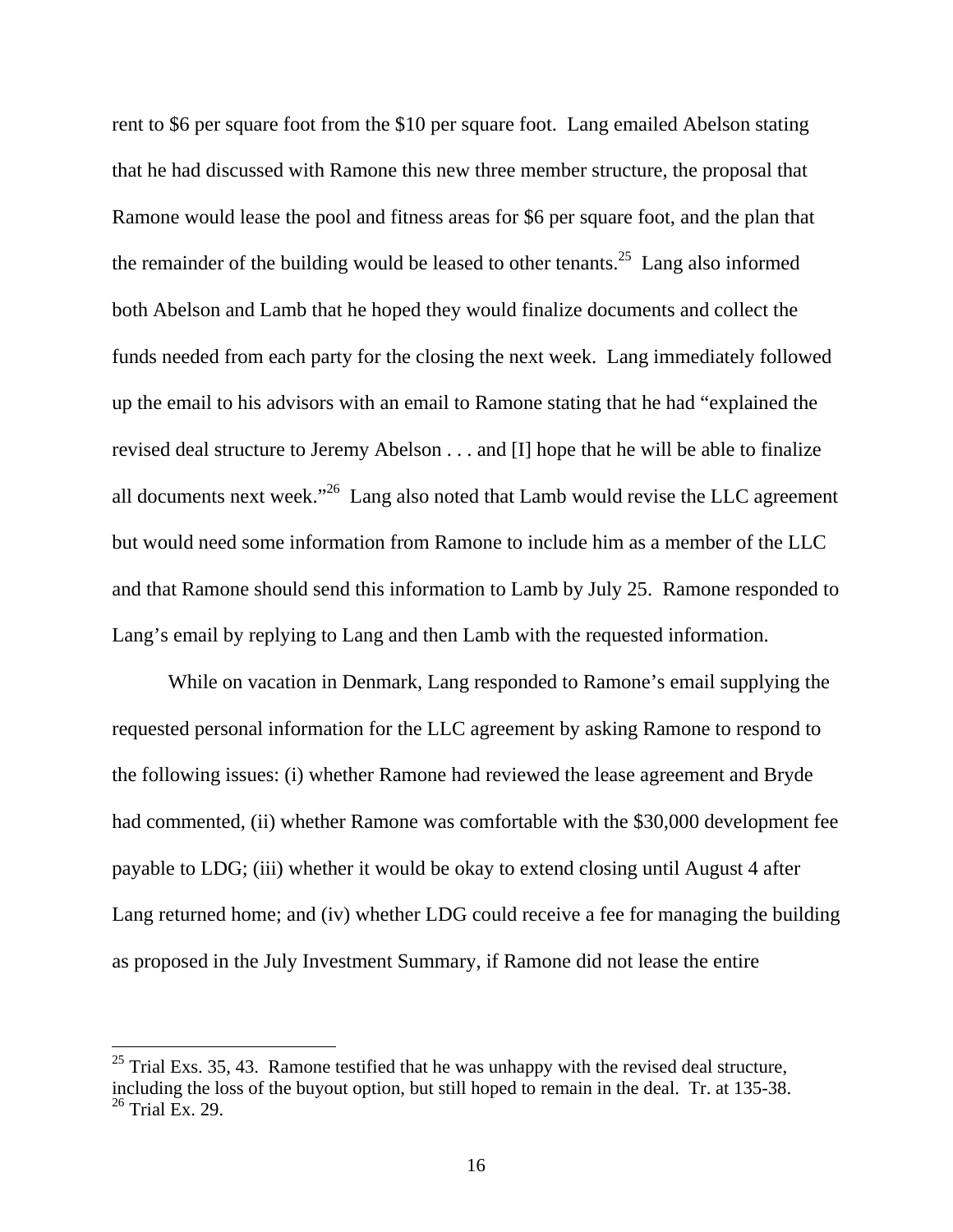rent to $6 per square foot from the $10 per square foot. Lang emailed Abelson stating that he had discussed with Ramone this new three member structure, the proposal that Ramone would lease the pool and fitness areas for $6 per square foot, and the plan that the remainder of the building would be leased to other tenants.[25] Lang also informed both Abelson and Lamb that he hoped they would finalize documents and collect the funds needed from each party for the closing the next week. Lang immediately followed up the email to his advisors with an email to Ramone stating that he had "explained the revised deal structure to Jeremy Abelson . . . and [I] hope that he will be able to finalize all documents next week."[26] Lang also noted that Lamb would revise the LLC agreement but would need some information from Ramone to include him as a member of the LLC and that Ramone should send this information to Lamb by July 25. Ramone responded to Lang's email by replying to Lang and then Lamb with the requested information.

While on vacation in Denmark, Lang responded to Ramone's email supplying the requested personal information for the LLC agreement by asking Ramone to respond to the following issues: (i) whether Ramone had reviewed the lease agreement and Bryde had commented, (ii) whether Ramone was comfortable with the $30,000 development fee payable to LDG; (iii) whether it would be okay to extend closing until August 4 after Lang returned home; and (iv) whether LDG could receive a fee for managing the building as proposed in the July Investment Summary, if Ramone did not lease the entire

---

[25] Trial Exs. 35, 43. Ramone testified that he was unhappy with the revised deal structure, including the loss of the buyout option, but still hoped to remain in the deal. Tr. at 135-38.

[26] Trial Ex. 29.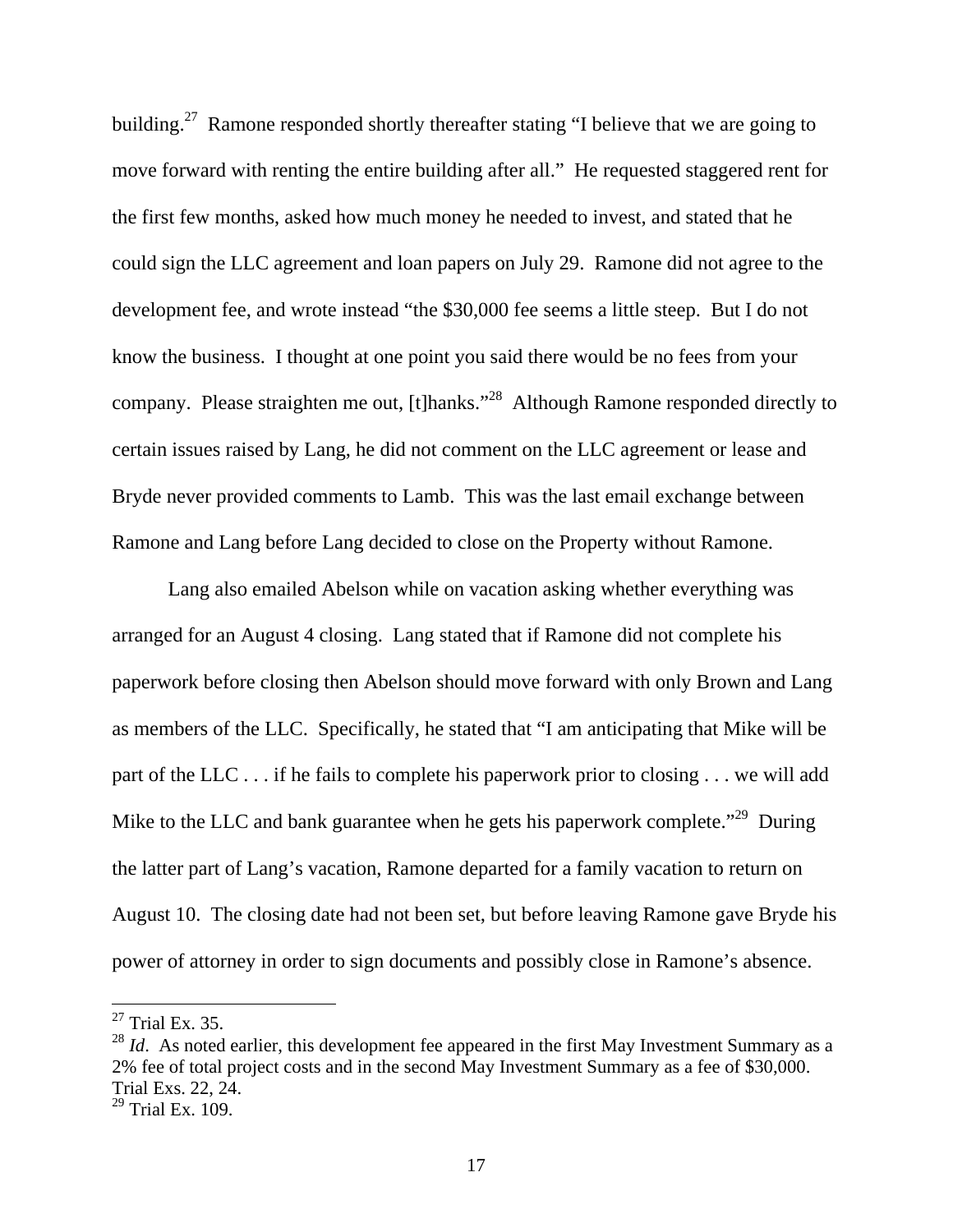building.[27] Ramone responded shortly thereafter stating "I believe that we are going to move forward with renting the entire building after all." He requested staggered rent for the first few months, asked how much money he needed to invest, and stated that he could sign the LLC agreement and loan papers on July 29. Ramone did not agree to the development fee, and wrote instead "the $30,000 fee seems a little steep. But I do not know the business. I thought at one point you said there would be no fees from your company. Please straighten me out, [t]hanks."[28] Although Ramone responded directly to certain issues raised by Lang, he did not comment on the LLC agreement or lease and Bryde never provided comments to Lamb. This was the last email exchange between Ramone and Lang before Lang decided to close on the Property without Ramone.

Lang also emailed Abelson while on vacation asking whether everything was arranged for an August 4 closing. Lang stated that if Ramone did not complete his paperwork before closing then Abelson should move forward with only Brown and Lang as members of the LLC. Specifically, he stated that "I am anticipating that Mike will be part of the LLC . . . if he fails to complete his paperwork prior to closing . . . we will add Mike to the LLC and bank guarantee when he gets his paperwork complete."[29] During the latter part of Lang's vacation, Ramone departed for a family vacation to return on August 10. The closing date had not been set, but before leaving Ramone gave Bryde his power of attorney in order to sign documents and possibly close in Ramone's absence.

---

[27] Trial Ex. 35.

[28] *Id*. As noted earlier, this development fee appeared in the first May Investment Summary as a 2% fee of total project costs and in the second May Investment Summary as a fee of $30,000. Trial Exs. 22, 24.

[29] Trial Ex. 109.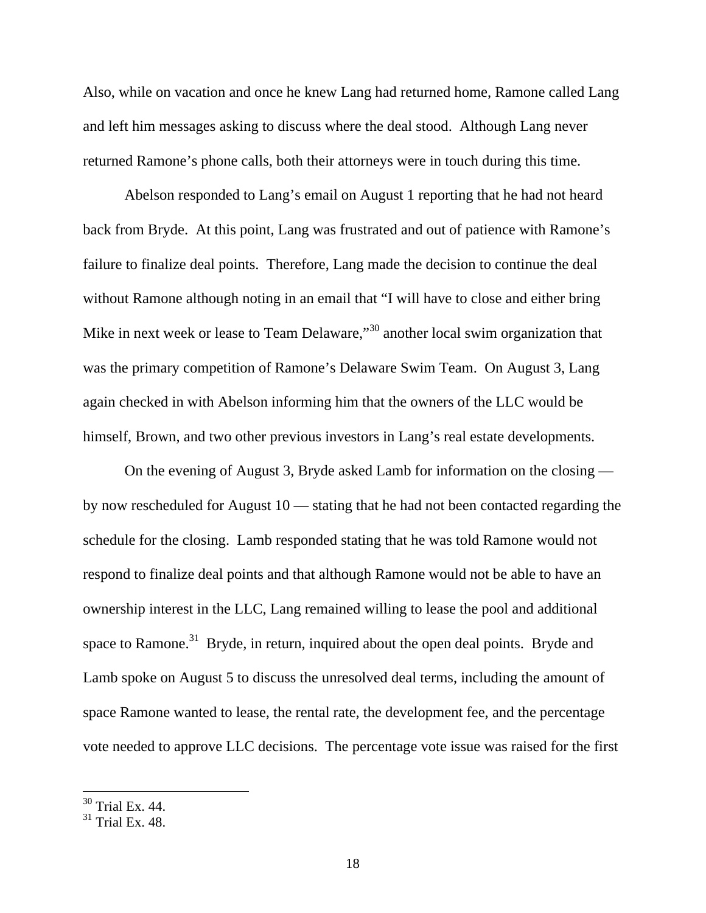Also, while on vacation and once he knew Lang had returned home, Ramone called Lang and left him messages asking to discuss where the deal stood. Although Lang never returned Ramone's phone calls, both their attorneys were in touch during this time.

Abelson responded to Lang's email on August 1 reporting that he had not heard back from Bryde. At this point, Lang was frustrated and out of patience with Ramone's failure to finalize deal points. Therefore, Lang made the decision to continue the deal without Ramone although noting in an email that "I will have to close and either bring Mike in next week or lease to Team Delaware,"[30] another local swim organization that was the primary competition of Ramone's Delaware Swim Team. On August 3, Lang again checked in with Abelson informing him that the owners of the LLC would be himself, Brown, and two other previous investors in Lang's real estate developments.

On the evening of August 3, Bryde asked Lamb for information on the closing — by now rescheduled for August 10 — stating that he had not been contacted regarding the schedule for the closing. Lamb responded stating that he was told Ramone would not respond to finalize deal points and that although Ramone would not be able to have an ownership interest in the LLC, Lang remained willing to lease the pool and additional space to Ramone.[31] Bryde, in return, inquired about the open deal points. Bryde and Lamb spoke on August 5 to discuss the unresolved deal terms, including the amount of space Ramone wanted to lease, the rental rate, the development fee, and the percentage vote needed to approve LLC decisions. The percentage vote issue was raised for the first

[30] Trial Ex. 44.
[31] Trial Ex. 48.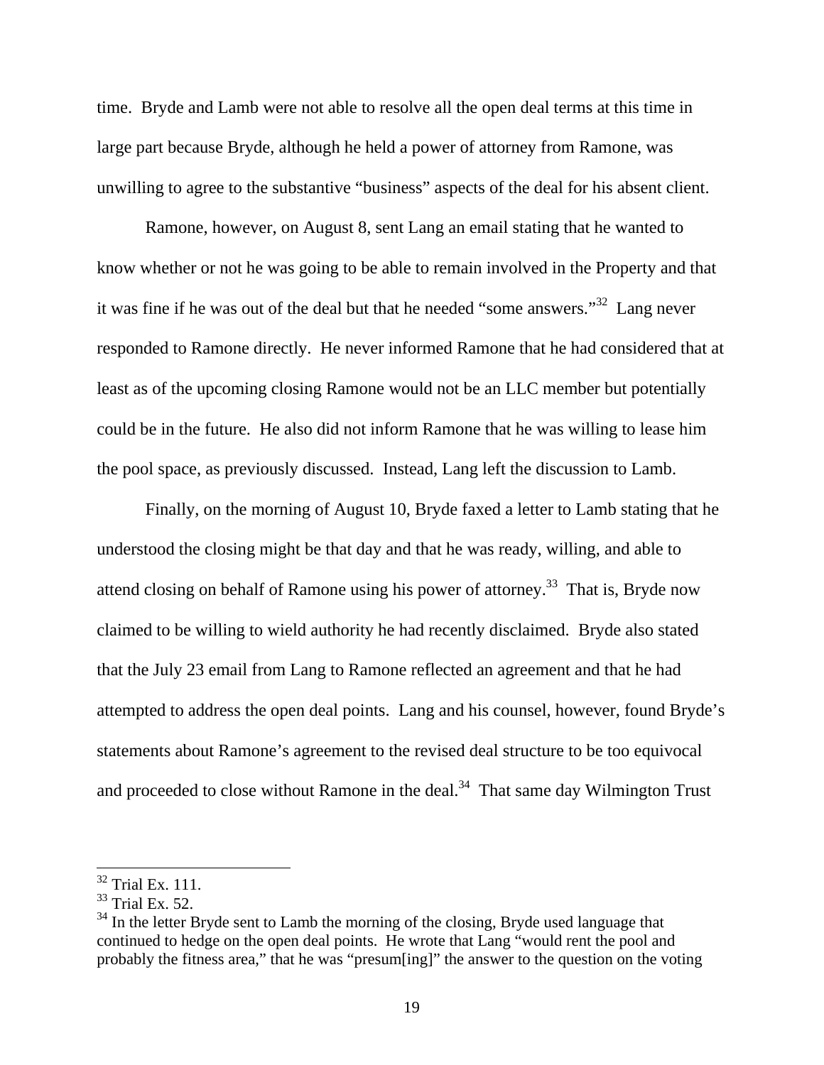time. Bryde and Lamb were not able to resolve all the open deal terms at this time in large part because Bryde, although he held a power of attorney from Ramone, was unwilling to agree to the substantive "business" aspects of the deal for his absent client.

Ramone, however, on August 8, sent Lang an email stating that he wanted to know whether or not he was going to be able to remain involved in the Property and that it was fine if he was out of the deal but that he needed "some answers."[32] Lang never responded to Ramone directly. He never informed Ramone that he had considered that at least as of the upcoming closing Ramone would not be an LLC member but potentially could be in the future. He also did not inform Ramone that he was willing to lease him the pool space, as previously discussed. Instead, Lang left the discussion to Lamb.

Finally, on the morning of August 10, Bryde faxed a letter to Lamb stating that he understood the closing might be that day and that he was ready, willing, and able to attend closing on behalf of Ramone using his power of attorney.[33] That is, Bryde now claimed to be willing to wield authority he had recently disclaimed. Bryde also stated that the July 23 email from Lang to Ramone reflected an agreement and that he had attempted to address the open deal points. Lang and his counsel, however, found Bryde's statements about Ramone's agreement to the revised deal structure to be too equivocal and proceeded to close without Ramone in the deal.[34] That same day Wilmington Trust

---

[32] Trial Ex. 111.

[33] Trial Ex. 52.

[34] In the letter Bryde sent to Lamb the morning of the closing, Bryde used language that continued to hedge on the open deal points. He wrote that Lang "would rent the pool and probably the fitness area," that he was "presum[ing]" the answer to the question on the voting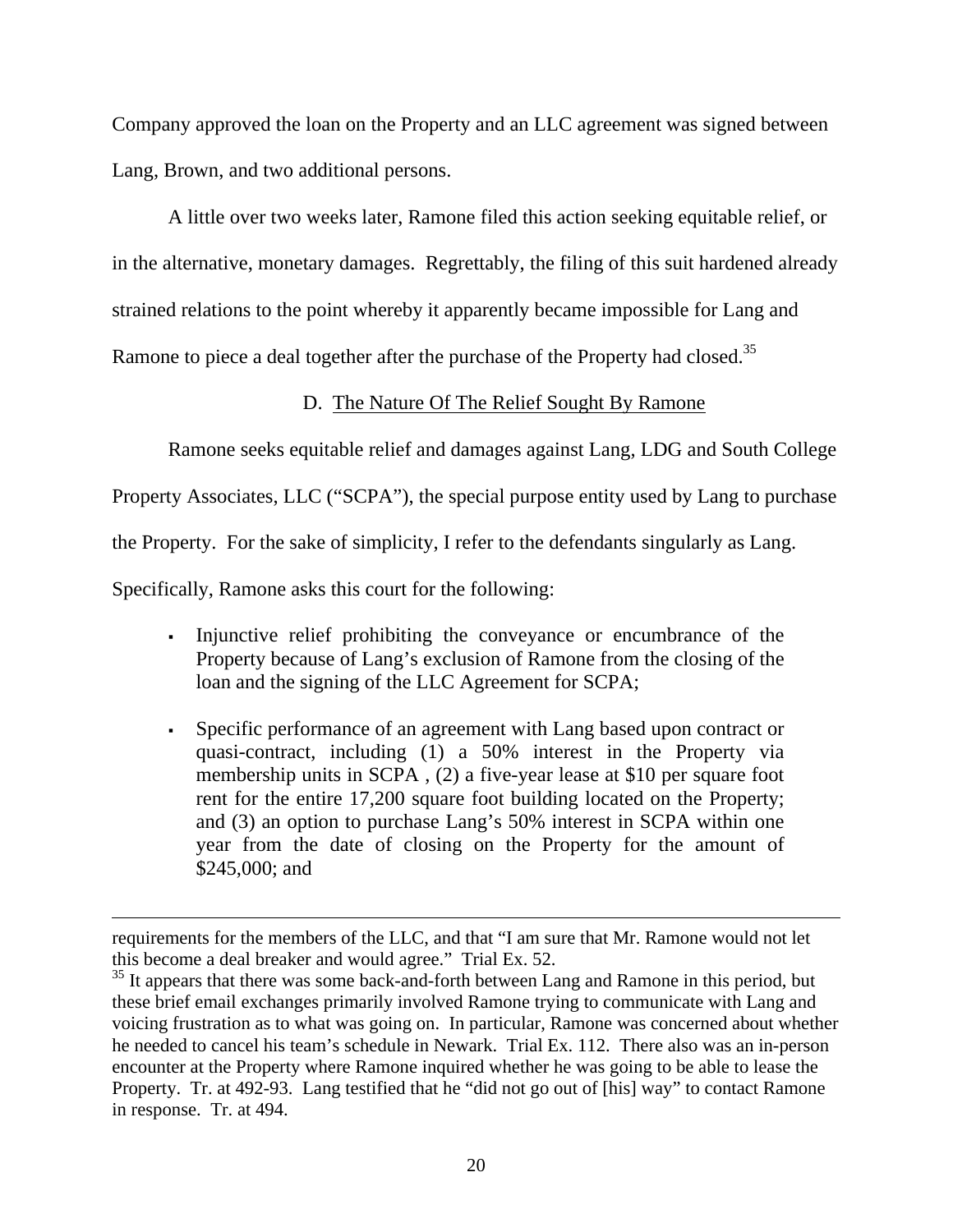Company approved the loan on the Property and an LLC agreement was signed between Lang, Brown, and two additional persons.

A little over two weeks later, Ramone filed this action seeking equitable relief, or in the alternative, monetary damages. Regrettably, the filing of this suit hardened already strained relations to the point whereby it apparently became impossible for Lang and Ramone to piece a deal together after the purchase of the Property had closed.[35]

### D. The Nature Of The Relief Sought By Ramone

Ramone seeks equitable relief and damages against Lang, LDG and South College Property Associates, LLC ("SCPA"), the special purpose entity used by Lang to purchase the Property. For the sake of simplicity, I refer to the defendants singularly as Lang. Specifically, Ramone asks this court for the following:

- Injunctive relief prohibiting the conveyance or encumbrance of the Property because of Lang's exclusion of Ramone from the closing of the loan and the signing of the LLC Agreement for SCPA;
- Specific performance of an agreement with Lang based upon contract or quasi-contract, including (1) a 50% interest in the Property via membership units in SCPA , (2) a five-year lease at $10 per square foot rent for the entire 17,200 square foot building located on the Property; and (3) an option to purchase Lang's 50% interest in SCPA within one year from the date of closing on the Property for the amount of $245,000; and

---

requirements for the members of the LLC, and that "I am sure that Mr. Ramone would not let this become a deal breaker and would agree." Trial Ex. 52.

[35] It appears that there was some back-and-forth between Lang and Ramone in this period, but these brief email exchanges primarily involved Ramone trying to communicate with Lang and voicing frustration as to what was going on. In particular, Ramone was concerned about whether he needed to cancel his team's schedule in Newark. Trial Ex. 112. There also was an in-person encounter at the Property where Ramone inquired whether he was going to be able to lease the Property. Tr. at 492-93. Lang testified that he "did not go out of [his] way" to contact Ramone in response. Tr. at 494.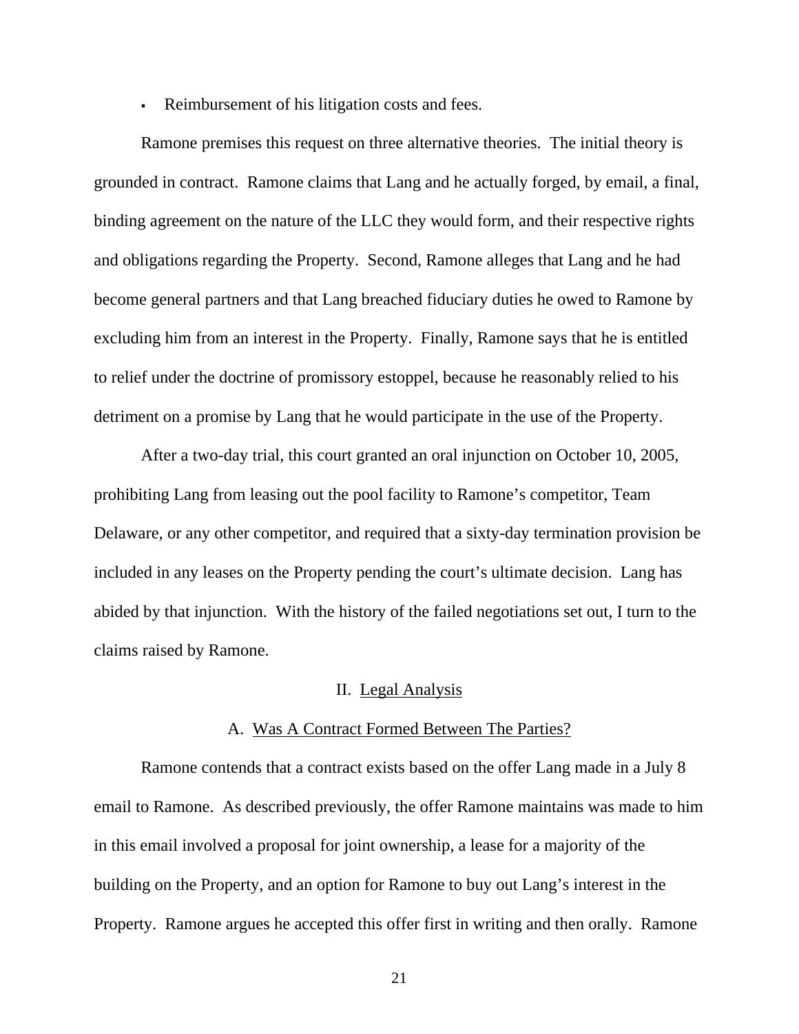- Reimbursement of his litigation costs and fees.

Ramone premises this request on three alternative theories. The initial theory is grounded in contract. Ramone claims that Lang and he actually forged, by email, a final, binding agreement on the nature of the LLC they would form, and their respective rights and obligations regarding the Property. Second, Ramone alleges that Lang and he had become general partners and that Lang breached fiduciary duties he owed to Ramone by excluding him from an interest in the Property. Finally, Ramone says that he is entitled to relief under the doctrine of promissory estoppel, because he reasonably relied to his detriment on a promise by Lang that he would participate in the use of the Property.

After a two-day trial, this court granted an oral injunction on October 10, 2005, prohibiting Lang from leasing out the pool facility to Ramone's competitor, Team Delaware, or any other competitor, and required that a sixty-day termination provision be included in any leases on the Property pending the court's ultimate decision. Lang has abided by that injunction. With the history of the failed negotiations set out, I turn to the claims raised by Ramone.

## II. Legal Analysis

### A. Was A Contract Formed Between The Parties?

Ramone contends that a contract exists based on the offer Lang made in a July 8 email to Ramone. As described previously, the offer Ramone maintains was made to him in this email involved a proposal for joint ownership, a lease for a majority of the building on the Property, and an option for Ramone to buy out Lang's interest in the Property. Ramone argues he accepted this offer first in writing and then orally. Ramone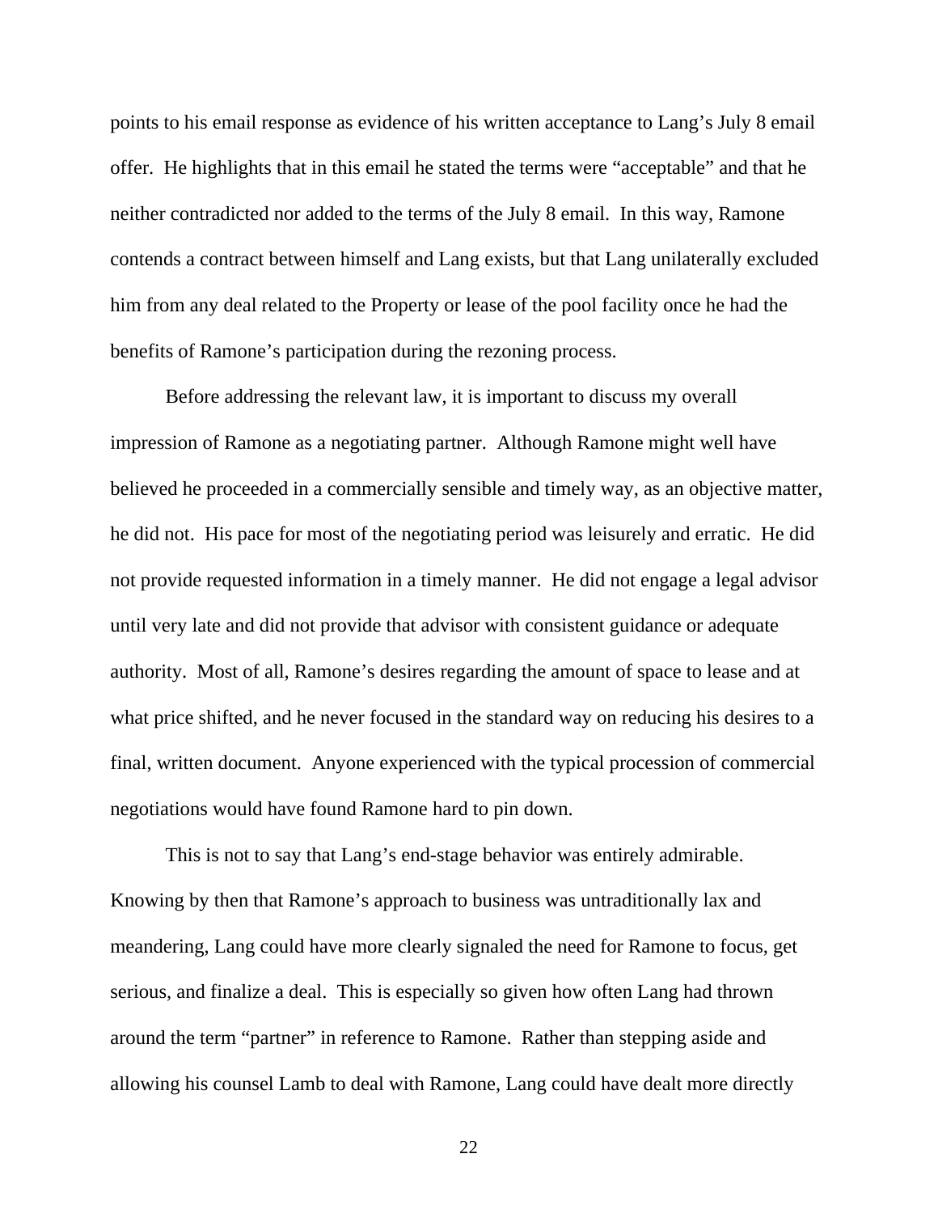points to his email response as evidence of his written acceptance to Lang's July 8 email offer. He highlights that in this email he stated the terms were "acceptable" and that he neither contradicted nor added to the terms of the July 8 email. In this way, Ramone contends a contract between himself and Lang exists, but that Lang unilaterally excluded him from any deal related to the Property or lease of the pool facility once he had the benefits of Ramone's participation during the rezoning process.

Before addressing the relevant law, it is important to discuss my overall impression of Ramone as a negotiating partner. Although Ramone might well have believed he proceeded in a commercially sensible and timely way, as an objective matter, he did not. His pace for most of the negotiating period was leisurely and erratic. He did not provide requested information in a timely manner. He did not engage a legal advisor until very late and did not provide that advisor with consistent guidance or adequate authority. Most of all, Ramone's desires regarding the amount of space to lease and at what price shifted, and he never focused in the standard way on reducing his desires to a final, written document. Anyone experienced with the typical procession of commercial negotiations would have found Ramone hard to pin down.

This is not to say that Lang's end-stage behavior was entirely admirable. Knowing by then that Ramone's approach to business was untraditionally lax and meandering, Lang could have more clearly signaled the need for Ramone to focus, get serious, and finalize a deal. This is especially so given how often Lang had thrown around the term "partner" in reference to Ramone. Rather than stepping aside and allowing his counsel Lamb to deal with Ramone, Lang could have dealt more directly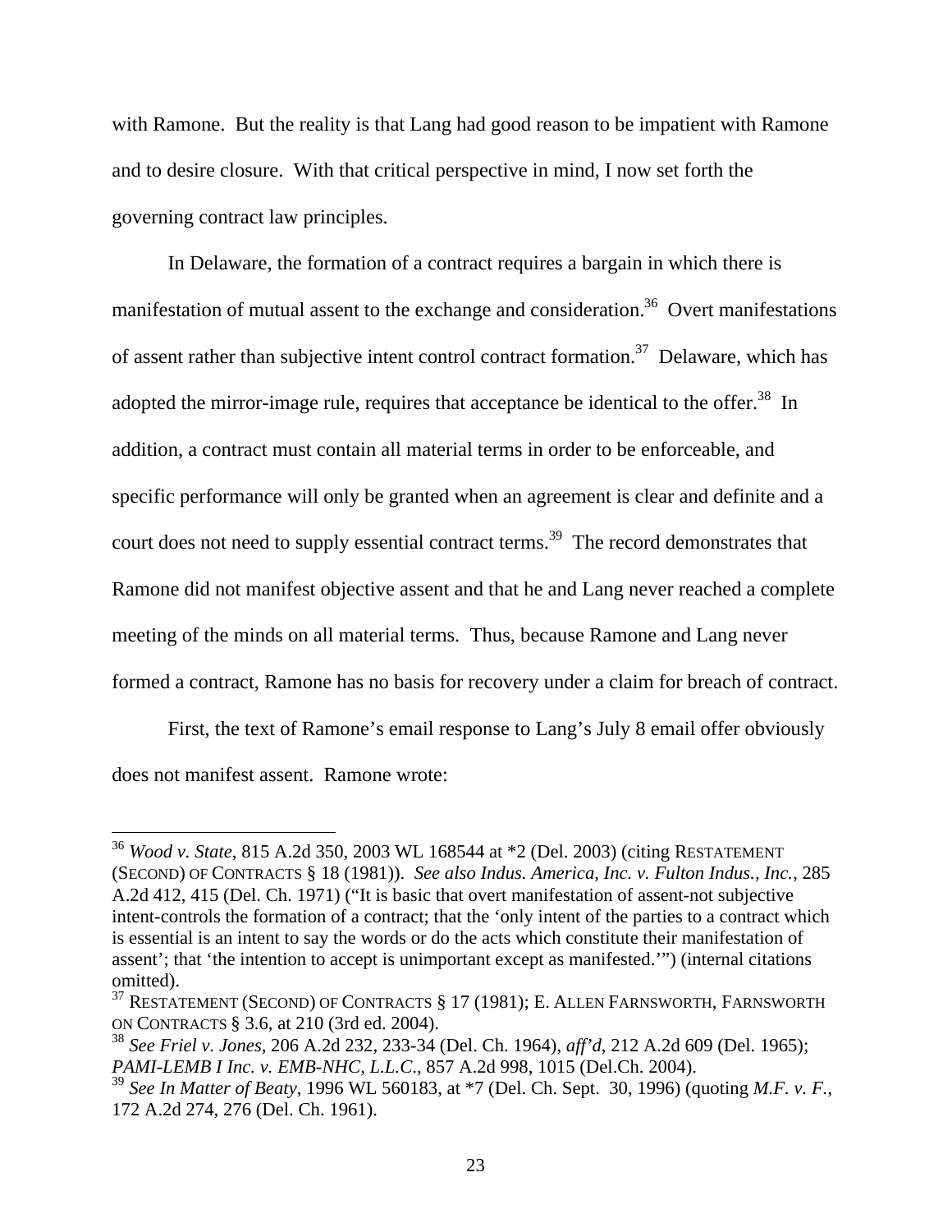with Ramone. But the reality is that Lang had good reason to be impatient with Ramone and to desire closure. With that critical perspective in mind, I now set forth the governing contract law principles.

In Delaware, the formation of a contract requires a bargain in which there is manifestation of mutual assent to the exchange and consideration.[36] Overt manifestations of assent rather than subjective intent control contract formation.[37] Delaware, which has adopted the mirror-image rule, requires that acceptance be identical to the offer.[38] In addition, a contract must contain all material terms in order to be enforceable, and specific performance will only be granted when an agreement is clear and definite and a court does not need to supply essential contract terms.[39] The record demonstrates that Ramone did not manifest objective assent and that he and Lang never reached a complete meeting of the minds on all material terms. Thus, because Ramone and Lang never formed a contract, Ramone has no basis for recovery under a claim for breach of contract.

First, the text of Ramone's email response to Lang's July 8 email offer obviously does not manifest assent. Ramone wrote:

---

[36] *Wood v. State*, 815 A.2d 350, 2003 WL 168544 at *2 (Del. 2003) (citing RESTATEMENT (SECOND) OF CONTRACTS § 18 (1981)). *See also Indus. America, Inc. v. Fulton Indus., Inc.*, 285 A.2d 412, 415 (Del. Ch. 1971) ("It is basic that overt manifestation of assent-not subjective intent-controls the formation of a contract; that the 'only intent of the parties to a contract which is essential is an intent to say the words or do the acts which constitute their manifestation of assent'; that 'the intention to accept is unimportant except as manifested.'") (internal citations omitted).

[37] RESTATEMENT (SECOND) OF CONTRACTS § 17 (1981); E. ALLEN FARNSWORTH, FARNSWORTH ON CONTRACTS § 3.6, at 210 (3rd ed. 2004).

[38] *See Friel v. Jones*, 206 A.2d 232, 233-34 (Del. Ch. 1964), *aff'd*, 212 A.2d 609 (Del. 1965); *PAMI-LEMB I Inc. v. EMB-NHC, L.L.C.*, 857 A.2d 998, 1015 (Del.Ch. 2004).

[39] *See In Matter of Beaty*, 1996 WL 560183, at *7 (Del. Ch. Sept. 30, 1996) (quoting *M.F. v. F.*, 172 A.2d 274, 276 (Del. Ch. 1961).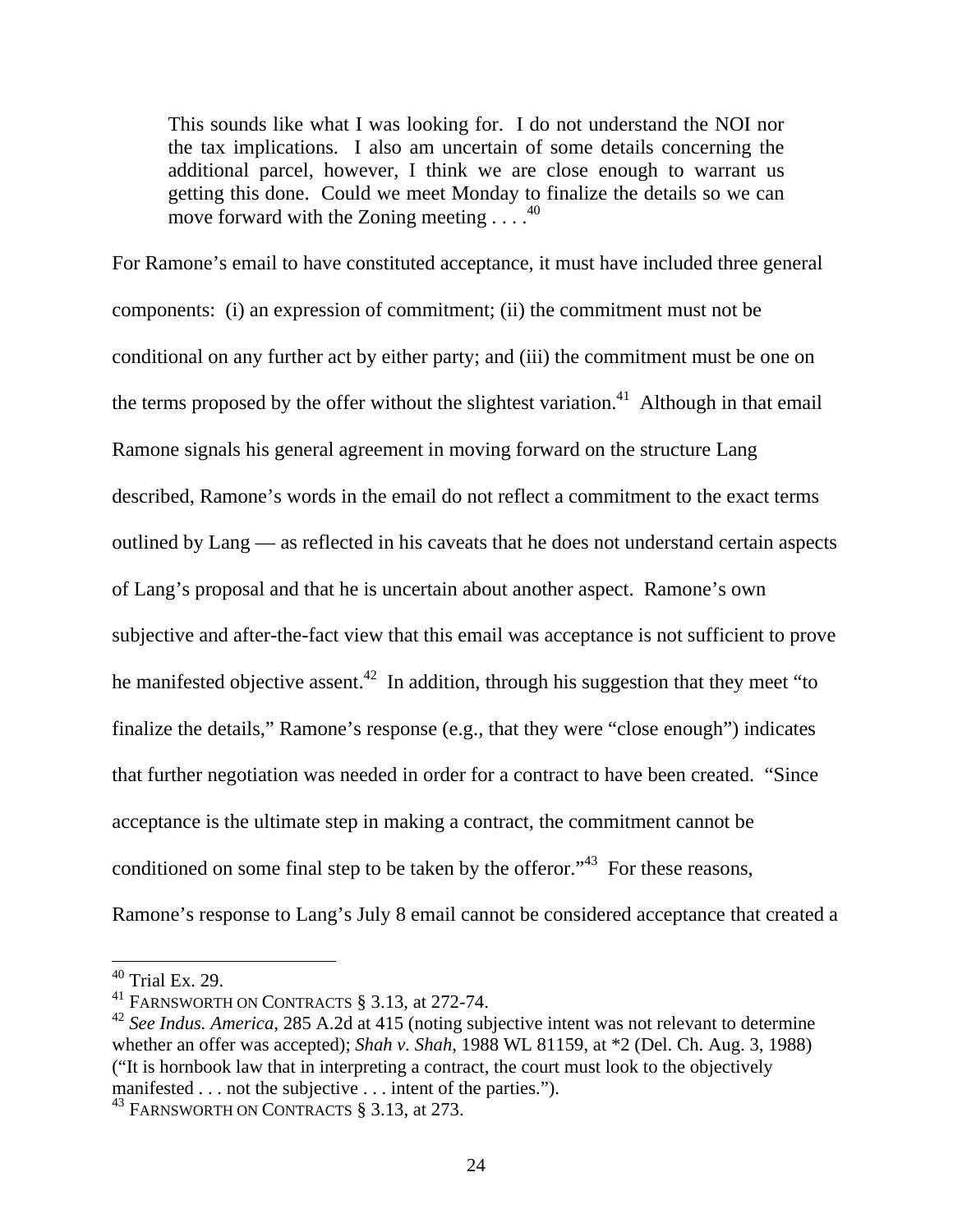> This sounds like what I was looking for. I do not understand the NOI nor the tax implications. I also am uncertain of some details concerning the additional parcel, however, I think we are close enough to warrant us getting this done. Could we meet Monday to finalize the details so we can move forward with the Zoning meeting . . . .[40]

For Ramone's email to have constituted acceptance, it must have included three general components: (i) an expression of commitment; (ii) the commitment must not be conditional on any further act by either party; and (iii) the commitment must be one on the terms proposed by the offer without the slightest variation.[41] Although in that email Ramone signals his general agreement in moving forward on the structure Lang described, Ramone's words in the email do not reflect a commitment to the exact terms outlined by Lang — as reflected in his caveats that he does not understand certain aspects of Lang's proposal and that he is uncertain about another aspect. Ramone's own subjective and after-the-fact view that this email was acceptance is not sufficient to prove he manifested objective assent.[42] In addition, through his suggestion that they meet "to finalize the details," Ramone's response (e.g., that they were "close enough") indicates that further negotiation was needed in order for a contract to have been created. "Since acceptance is the ultimate step in making a contract, the commitment cannot be conditioned on some final step to be taken by the offeror."[43] For these reasons, Ramone's response to Lang's July 8 email cannot be considered acceptance that created a

---

[40] Trial Ex. 29.

[41] FARNSWORTH ON CONTRACTS § 3.13, at 272-74.

[42] *See Indus. America*, 285 A.2d at 415 (noting subjective intent was not relevant to determine whether an offer was accepted); *Shah v. Shah*, 1988 WL 81159, at *2 (Del. Ch. Aug. 3, 1988) ("It is hornbook law that in interpreting a contract, the court must look to the objectively manifested . . . not the subjective . . . intent of the parties.").

[43] FARNSWORTH ON CONTRACTS § 3.13, at 273.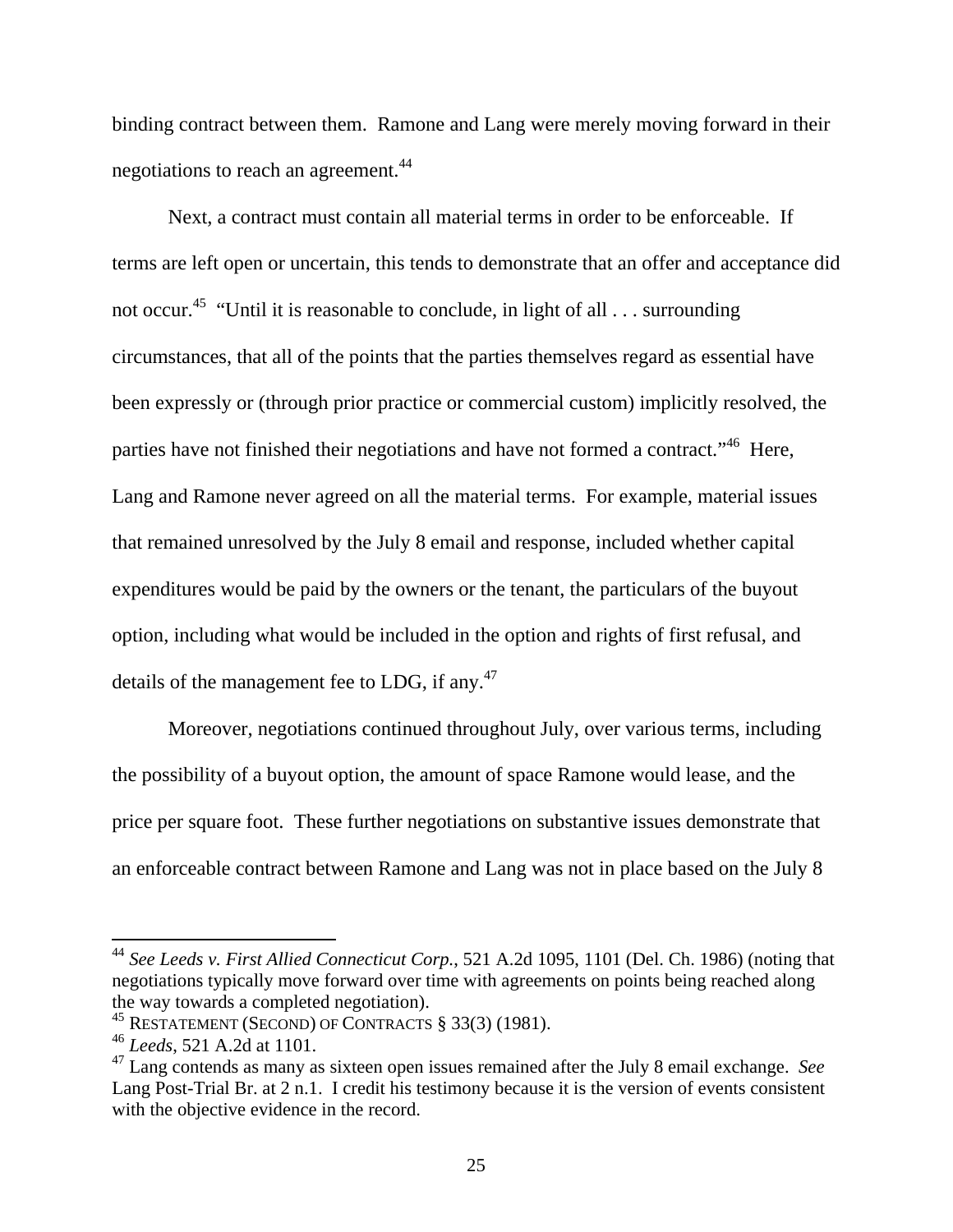binding contract between them. Ramone and Lang were merely moving forward in their negotiations to reach an agreement.[44]

Next, a contract must contain all material terms in order to be enforceable. If terms are left open or uncertain, this tends to demonstrate that an offer and acceptance did not occur.[45] "Until it is reasonable to conclude, in light of all . . . surrounding circumstances, that all of the points that the parties themselves regard as essential have been expressly or (through prior practice or commercial custom) implicitly resolved, the parties have not finished their negotiations and have not formed a contract."[46] Here, Lang and Ramone never agreed on all the material terms. For example, material issues that remained unresolved by the July 8 email and response, included whether capital expenditures would be paid by the owners or the tenant, the particulars of the buyout option, including what would be included in the option and rights of first refusal, and details of the management fee to LDG, if any.[47]

Moreover, negotiations continued throughout July, over various terms, including the possibility of a buyout option, the amount of space Ramone would lease, and the price per square foot. These further negotiations on substantive issues demonstrate that an enforceable contract between Ramone and Lang was not in place based on the July 8

---

[44] *See Leeds v. First Allied Connecticut Corp.*, 521 A.2d 1095, 1101 (Del. Ch. 1986) (noting that negotiations typically move forward over time with agreements on points being reached along the way towards a completed negotiation).

[45] RESTATEMENT (SECOND) OF CONTRACTS § 33(3) (1981).

[46] *Leeds*, 521 A.2d at 1101.

[47] Lang contends as many as sixteen open issues remained after the July 8 email exchange. *See* Lang Post-Trial Br. at 2 n.1. I credit his testimony because it is the version of events consistent with the objective evidence in the record.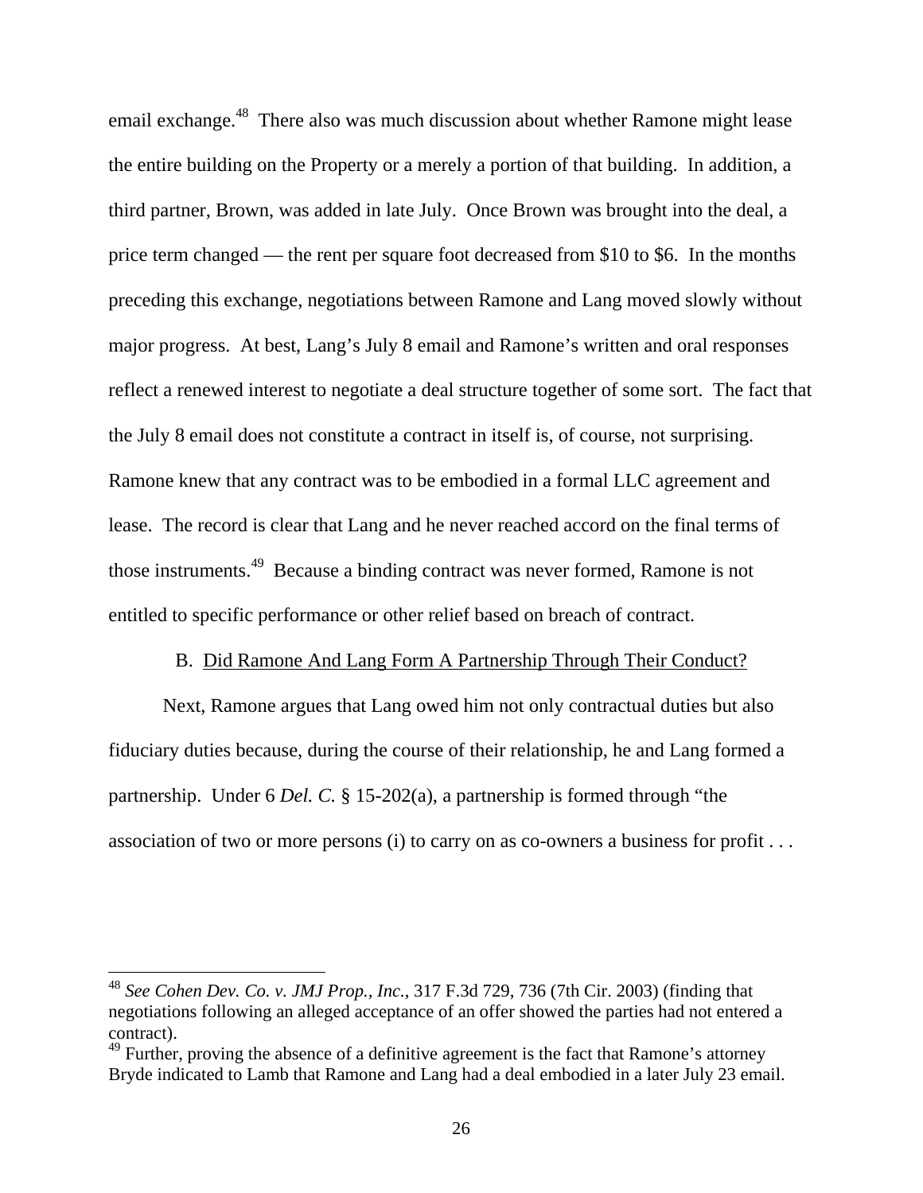email exchange.[48] There also was much discussion about whether Ramone might lease the entire building on the Property or a merely a portion of that building. In addition, a third partner, Brown, was added in late July. Once Brown was brought into the deal, a price term changed — the rent per square foot decreased from $10 to $6. In the months preceding this exchange, negotiations between Ramone and Lang moved slowly without major progress. At best, Lang's July 8 email and Ramone's written and oral responses reflect a renewed interest to negotiate a deal structure together of some sort. The fact that the July 8 email does not constitute a contract in itself is, of course, not surprising. Ramone knew that any contract was to be embodied in a formal LLC agreement and lease. The record is clear that Lang and he never reached accord on the final terms of those instruments.[49] Because a binding contract was never formed, Ramone is not entitled to specific performance or other relief based on breach of contract.

B. <u>Did Ramone And Lang Form A Partnership Through Their Conduct?</u>

Next, Ramone argues that Lang owed him not only contractual duties but also fiduciary duties because, during the course of their relationship, he and Lang formed a partnership. Under 6 *Del. C.* § 15-202(a), a partnership is formed through "the association of two or more persons (i) to carry on as co-owners a business for profit . . .

---

[48] *See Cohen Dev. Co. v. JMJ Prop., Inc.*, 317 F.3d 729, 736 (7th Cir. 2003) (finding that negotiations following an alleged acceptance of an offer showed the parties had not entered a contract).

[49] Further, proving the absence of a definitive agreement is the fact that Ramone's attorney Bryde indicated to Lamb that Ramone and Lang had a deal embodied in a later July 23 email.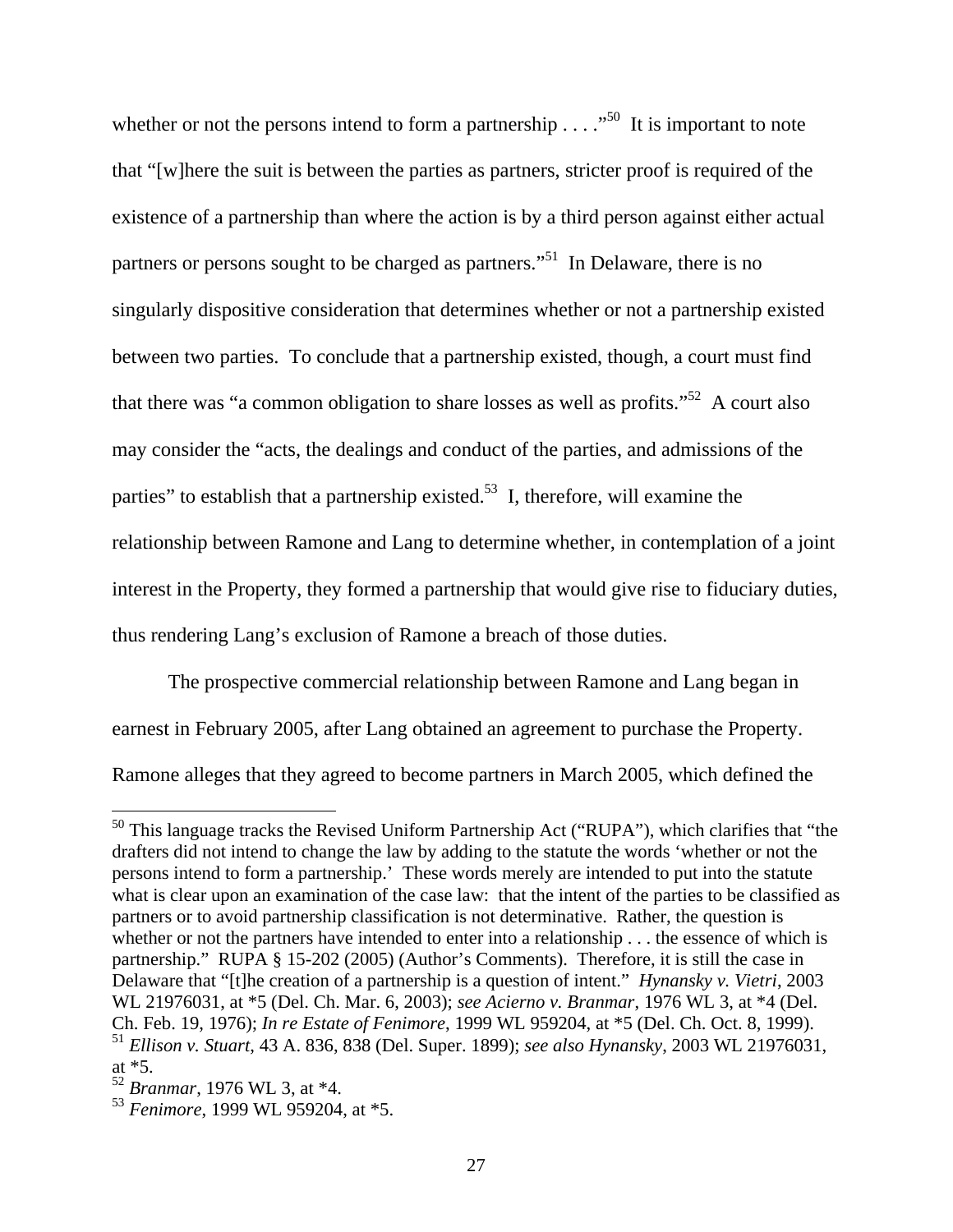whether or not the persons intend to form a partnership . . . ."[50] It is important to note that "[w]here the suit is between the parties as partners, stricter proof is required of the existence of a partnership than where the action is by a third person against either actual partners or persons sought to be charged as partners."[51] In Delaware, there is no singularly dispositive consideration that determines whether or not a partnership existed between two parties. To conclude that a partnership existed, though, a court must find that there was "a common obligation to share losses as well as profits."[52] A court also may consider the "acts, the dealings and conduct of the parties, and admissions of the parties" to establish that a partnership existed.[53] I, therefore, will examine the relationship between Ramone and Lang to determine whether, in contemplation of a joint interest in the Property, they formed a partnership that would give rise to fiduciary duties, thus rendering Lang's exclusion of Ramone a breach of those duties.

The prospective commercial relationship between Ramone and Lang began in earnest in February 2005, after Lang obtained an agreement to purchase the Property. Ramone alleges that they agreed to become partners in March 2005, which defined the

---

[50] This language tracks the Revised Uniform Partnership Act ("RUPA"), which clarifies that "the drafters did not intend to change the law by adding to the statute the words 'whether or not the persons intend to form a partnership.' These words merely are intended to put into the statute what is clear upon an examination of the case law: that the intent of the parties to be classified as partners or to avoid partnership classification is not determinative. Rather, the question is whether or not the partners have intended to enter into a relationship . . . the essence of which is partnership." RUPA § 15-202 (2005) (Author's Comments). Therefore, it is still the case in Delaware that "[t]he creation of a partnership is a question of intent." *Hynansky v. Vietri*, 2003 WL 21976031, at *5 (Del. Ch. Mar. 6, 2003); *see Acierno v. Branmar*, 1976 WL 3, at *4 (Del. Ch. Feb. 19, 1976); *In re Estate of Fenimore*, 1999 WL 959204, at *5 (Del. Ch. Oct. 8, 1999).

[51] *Ellison v. Stuart*, 43 A. 836, 838 (Del. Super. 1899); *see also Hynansky*, 2003 WL 21976031, at *5.

[52] *Branmar*, 1976 WL 3, at *4.

[53] *Fenimore*, 1999 WL 959204, at *5.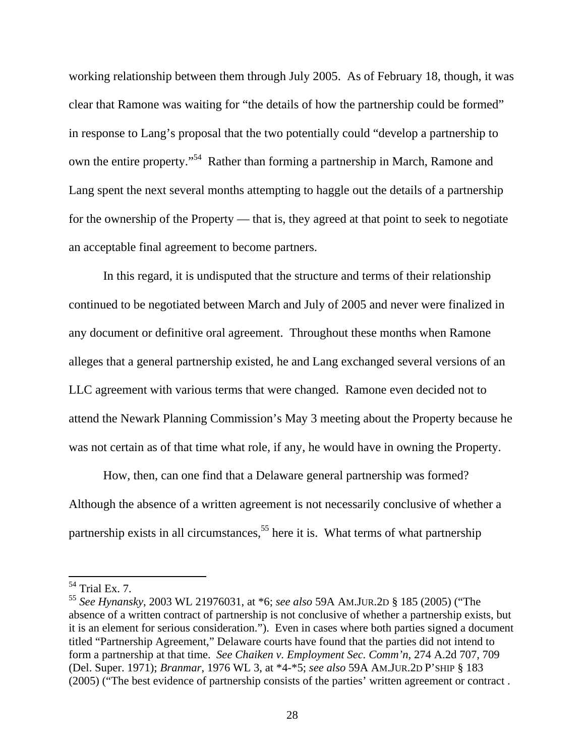working relationship between them through July 2005. As of February 18, though, it was clear that Ramone was waiting for "the details of how the partnership could be formed" in response to Lang's proposal that the two potentially could "develop a partnership to own the entire property."[54] Rather than forming a partnership in March, Ramone and Lang spent the next several months attempting to haggle out the details of a partnership for the ownership of the Property — that is, they agreed at that point to seek to negotiate an acceptable final agreement to become partners.

In this regard, it is undisputed that the structure and terms of their relationship continued to be negotiated between March and July of 2005 and never were finalized in any document or definitive oral agreement. Throughout these months when Ramone alleges that a general partnership existed, he and Lang exchanged several versions of an LLC agreement with various terms that were changed. Ramone even decided not to attend the Newark Planning Commission's May 3 meeting about the Property because he was not certain as of that time what role, if any, he would have in owning the Property.

How, then, can one find that a Delaware general partnership was formed? Although the absence of a written agreement is not necessarily conclusive of whether a partnership exists in all circumstances,[55] here it is. What terms of what partnership

---

[54] Trial Ex. 7.

[55] *See Hynansky*, 2003 WL 21976031, at *6; *see also* 59A AM.JUR.2D § 185 (2005) ("The absence of a written contract of partnership is not conclusive of whether a partnership exists, but it is an element for serious consideration."). Even in cases where both parties signed a document titled "Partnership Agreement," Delaware courts have found that the parties did not intend to form a partnership at that time. *See Chaiken v. Employment Sec. Comm'n*, 274 A.2d 707, 709 (Del. Super. 1971); *Branmar*, 1976 WL 3, at *4-*5; *see also* 59A AM.JUR.2D P'SHIP § 183 (2005) ("The best evidence of partnership consists of the parties' written agreement or contract .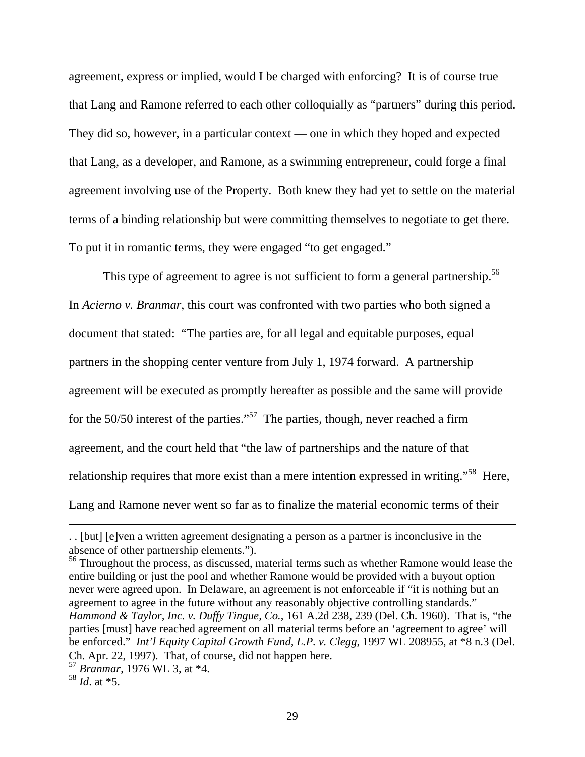agreement, express or implied, would I be charged with enforcing? It is of course true that Lang and Ramone referred to each other colloquially as "partners" during this period. They did so, however, in a particular context — one in which they hoped and expected that Lang, as a developer, and Ramone, as a swimming entrepreneur, could forge a final agreement involving use of the Property. Both knew they had yet to settle on the material terms of a binding relationship but were committing themselves to negotiate to get there. To put it in romantic terms, they were engaged "to get engaged."

This type of agreement to agree is not sufficient to form a general partnership.[56] In *Acierno v. Branmar*, this court was confronted with two parties who both signed a document that stated: "The parties are, for all legal and equitable purposes, equal partners in the shopping center venture from July 1, 1974 forward. A partnership agreement will be executed as promptly hereafter as possible and the same will provide for the 50/50 interest of the parties."[57] The parties, though, never reached a firm agreement, and the court held that "the law of partnerships and the nature of that relationship requires that more exist than a mere intention expressed in writing."[58] Here, Lang and Ramone never went so far as to finalize the material economic terms of their

---

. . [but] [e]ven a written agreement designating a person as a partner is inconclusive in the absence of other partnership elements.").

[56] Throughout the process, as discussed, material terms such as whether Ramone would lease the entire building or just the pool and whether Ramone would be provided with a buyout option never were agreed upon. In Delaware, an agreement is not enforceable if "it is nothing but an agreement to agree in the future without any reasonably objective controlling standards." *Hammond & Taylor, Inc. v. Duffy Tingue, Co.*, 161 A.2d 238, 239 (Del. Ch. 1960). That is, "the parties [must] have reached agreement on all material terms before an 'agreement to agree' will be enforced." *Int'l Equity Capital Growth Fund, L.P. v. Clegg*, 1997 WL 208955, at *8 n.3 (Del. Ch. Apr. 22, 1997). That, of course, did not happen here.

[57] *Branmar*, 1976 WL 3, at *4.

[58] *Id*. at *5.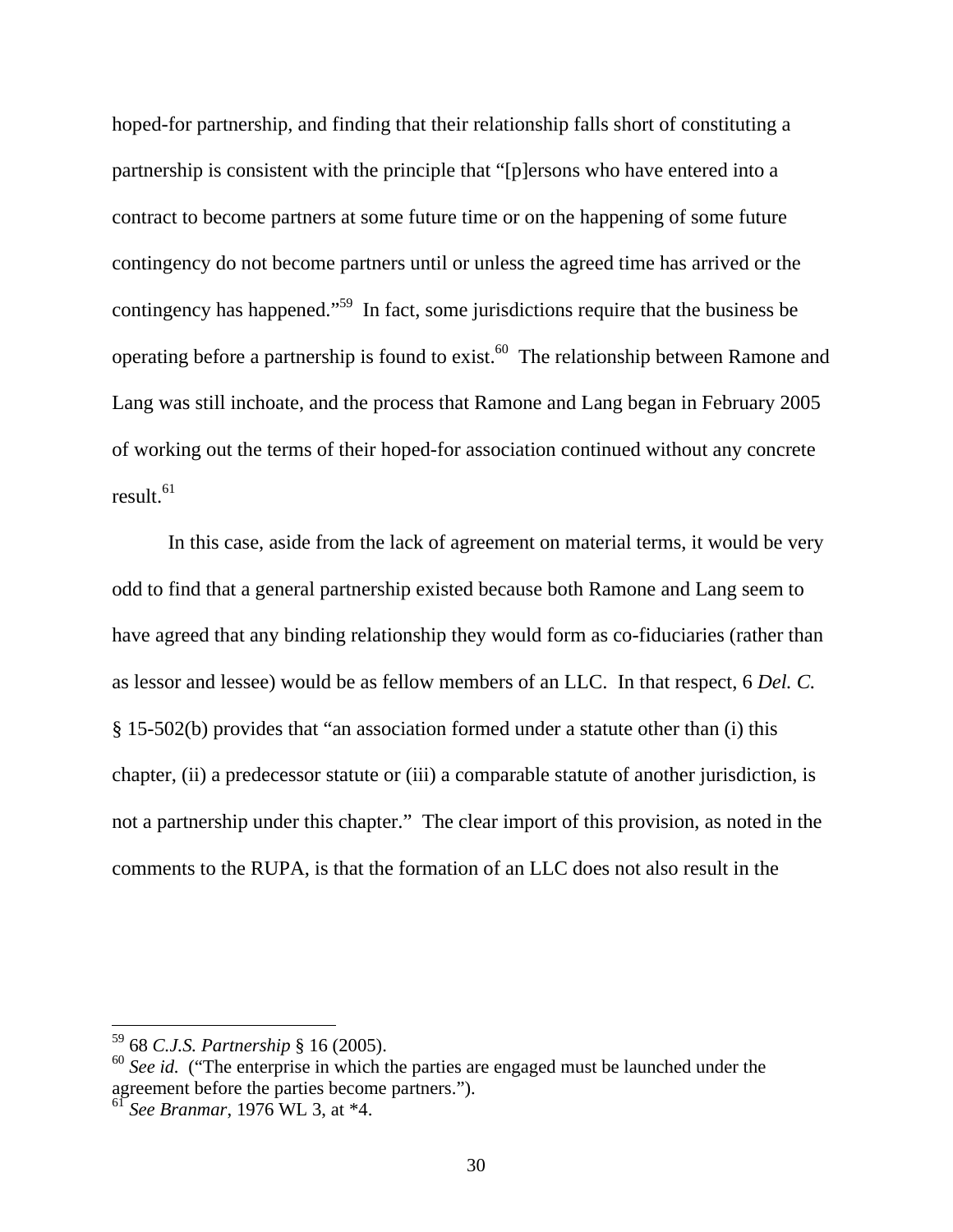hoped-for partnership, and finding that their relationship falls short of constituting a partnership is consistent with the principle that "[p]ersons who have entered into a contract to become partners at some future time or on the happening of some future contingency do not become partners until or unless the agreed time has arrived or the contingency has happened."[59] In fact, some jurisdictions require that the business be operating before a partnership is found to exist.[60] The relationship between Ramone and Lang was still inchoate, and the process that Ramone and Lang began in February 2005 of working out the terms of their hoped-for association continued without any concrete result.[61]

In this case, aside from the lack of agreement on material terms, it would be very odd to find that a general partnership existed because both Ramone and Lang seem to have agreed that any binding relationship they would form as co-fiduciaries (rather than as lessor and lessee) would be as fellow members of an LLC. In that respect, 6 *Del. C.* § 15-502(b) provides that "an association formed under a statute other than (i) this chapter, (ii) a predecessor statute or (iii) a comparable statute of another jurisdiction, is not a partnership under this chapter." The clear import of this provision, as noted in the comments to the RUPA, is that the formation of an LLC does not also result in the

---

[59] 68 *C.J.S. Partnership* § 16 (2005).

[60] *See id.* ("The enterprise in which the parties are engaged must be launched under the agreement before the parties become partners.").

[61] *See Branmar*, 1976 WL 3, at *4.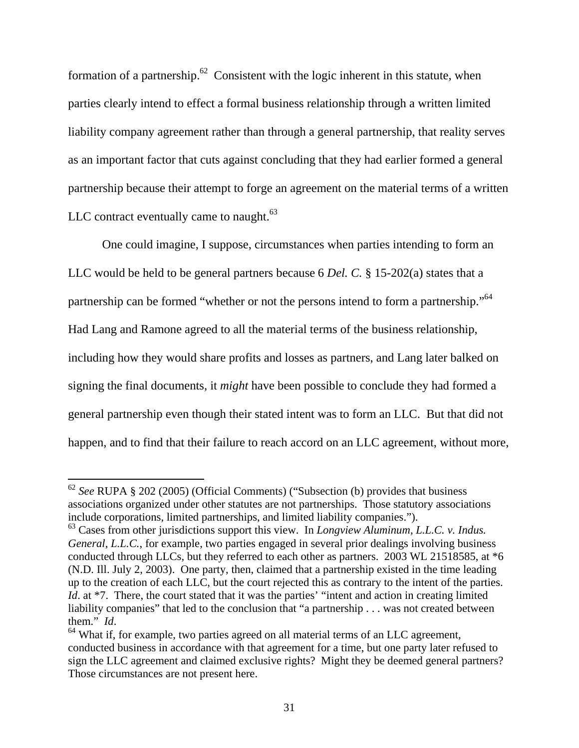formation of a partnership.[62] Consistent with the logic inherent in this statute, when parties clearly intend to effect a formal business relationship through a written limited liability company agreement rather than through a general partnership, that reality serves as an important factor that cuts against concluding that they had earlier formed a general partnership because their attempt to forge an agreement on the material terms of a written LLC contract eventually came to naught.[63]

One could imagine, I suppose, circumstances when parties intending to form an LLC would be held to be general partners because 6 *Del. C.* § 15-202(a) states that a partnership can be formed "whether or not the persons intend to form a partnership."[64] Had Lang and Ramone agreed to all the material terms of the business relationship, including how they would share profits and losses as partners, and Lang later balked on signing the final documents, it *might* have been possible to conclude they had formed a general partnership even though their stated intent was to form an LLC. But that did not happen, and to find that their failure to reach accord on an LLC agreement, without more,

---

[62] *See* RUPA § 202 (2005) (Official Comments) ("Subsection (b) provides that business associations organized under other statutes are not partnerships. Those statutory associations include corporations, limited partnerships, and limited liability companies.").

[63] Cases from other jurisdictions support this view. In *Longview Aluminum, L.L.C. v. Indus. General, L.L.C.*, for example, two parties engaged in several prior dealings involving business conducted through LLCs, but they referred to each other as partners. 2003 WL 21518585, at *6 (N.D. Ill. July 2, 2003). One party, then, claimed that a partnership existed in the time leading up to the creation of each LLC, but the court rejected this as contrary to the intent of the parties. *Id*. at *7. There, the court stated that it was the parties' "intent and action in creating limited liability companies" that led to the conclusion that "a partnership . . . was not created between them." *Id*.

[64] What if, for example, two parties agreed on all material terms of an LLC agreement, conducted business in accordance with that agreement for a time, but one party later refused to sign the LLC agreement and claimed exclusive rights? Might they be deemed general partners? Those circumstances are not present here.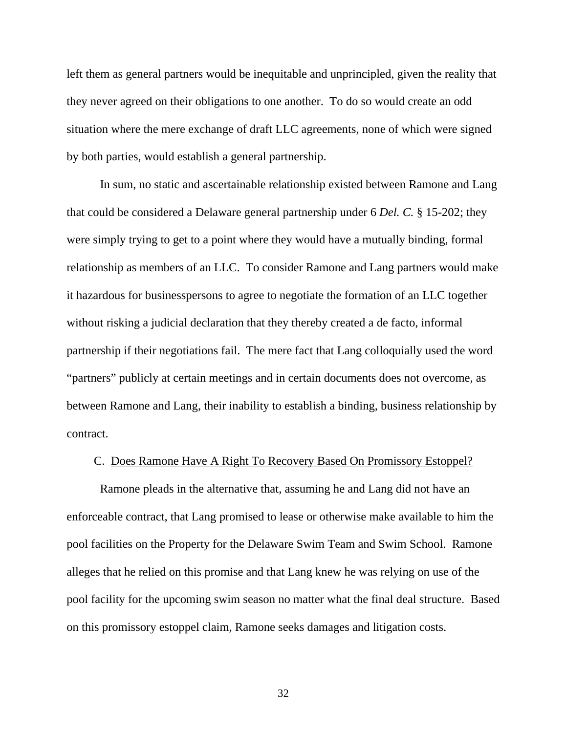left them as general partners would be inequitable and unprincipled, given the reality that they never agreed on their obligations to one another. To do so would create an odd situation where the mere exchange of draft LLC agreements, none of which were signed by both parties, would establish a general partnership.

In sum, no static and ascertainable relationship existed between Ramone and Lang that could be considered a Delaware general partnership under 6 *Del. C.* § 15-202; they were simply trying to get to a point where they would have a mutually binding, formal relationship as members of an LLC. To consider Ramone and Lang partners would make it hazardous for businesspersons to agree to negotiate the formation of an LLC together without risking a judicial declaration that they thereby created a de facto, informal partnership if their negotiations fail. The mere fact that Lang colloquially used the word "partners" publicly at certain meetings and in certain documents does not overcome, as between Ramone and Lang, their inability to establish a binding, business relationship by contract.

### C. Does Ramone Have A Right To Recovery Based On Promissory Estoppel?

Ramone pleads in the alternative that, assuming he and Lang did not have an enforceable contract, that Lang promised to lease or otherwise make available to him the pool facilities on the Property for the Delaware Swim Team and Swim School. Ramone alleges that he relied on this promise and that Lang knew he was relying on use of the pool facility for the upcoming swim season no matter what the final deal structure. Based on this promissory estoppel claim, Ramone seeks damages and litigation costs.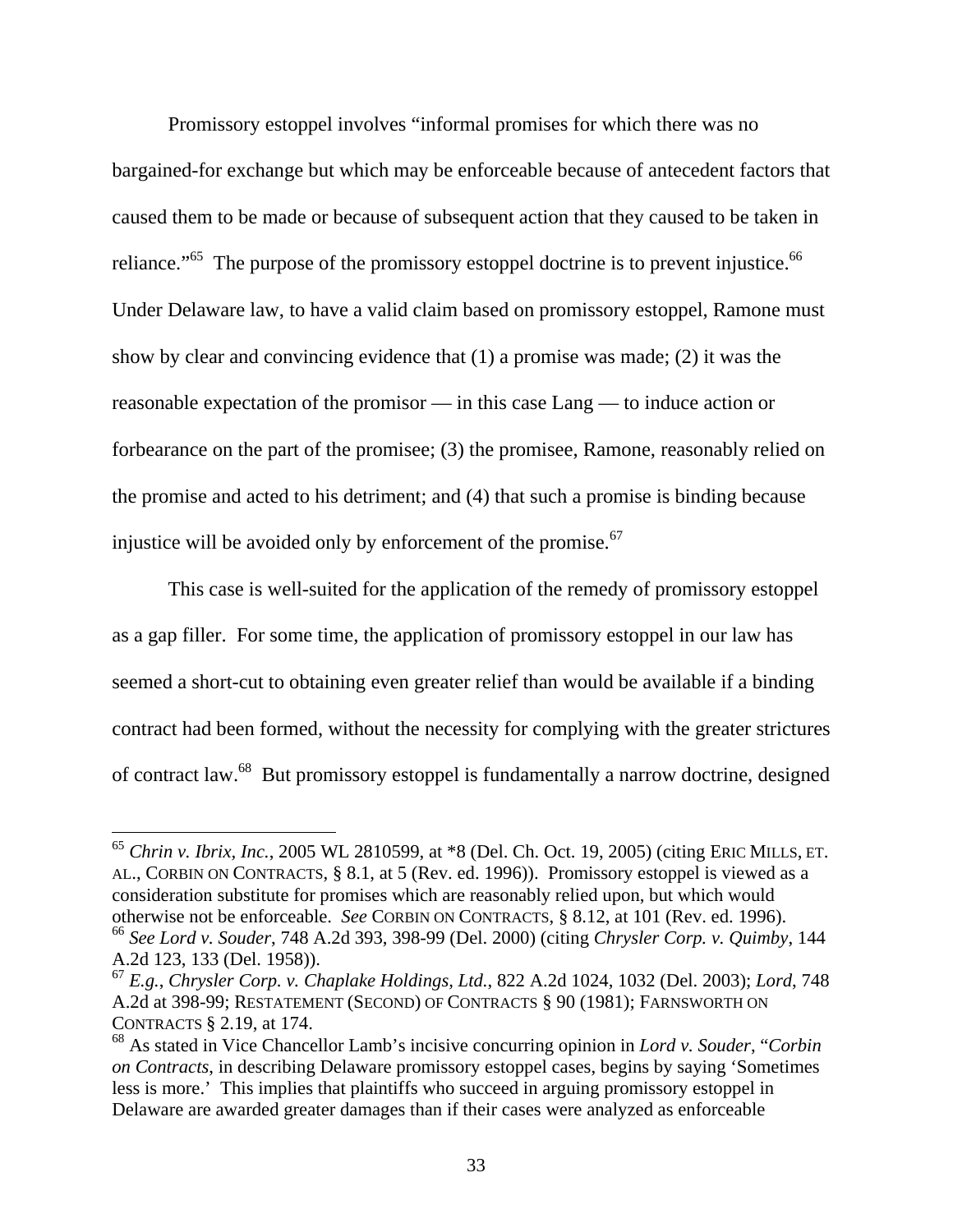Promissory estoppel involves "informal promises for which there was no bargained-for exchange but which may be enforceable because of antecedent factors that caused them to be made or because of subsequent action that they caused to be taken in reliance."[65] The purpose of the promissory estoppel doctrine is to prevent injustice.[66] Under Delaware law, to have a valid claim based on promissory estoppel, Ramone must show by clear and convincing evidence that (1) a promise was made; (2) it was the reasonable expectation of the promisor — in this case Lang — to induce action or forbearance on the part of the promisee; (3) the promisee, Ramone, reasonably relied on the promise and acted to his detriment; and (4) that such a promise is binding because injustice will be avoided only by enforcement of the promise.[67]

This case is well-suited for the application of the remedy of promissory estoppel as a gap filler. For some time, the application of promissory estoppel in our law has seemed a short-cut to obtaining even greater relief than would be available if a binding contract had been formed, without the necessity for complying with the greater strictures of contract law.[68] But promissory estoppel is fundamentally a narrow doctrine, designed

---

[65] *Chrin v. Ibrix, Inc.*, 2005 WL 2810599, at *8 (Del. Ch. Oct. 19, 2005) (citing ERIC MILLS, ET. AL., CORBIN ON CONTRACTS, § 8.1, at 5 (Rev. ed. 1996)). Promissory estoppel is viewed as a consideration substitute for promises which are reasonably relied upon, but which would otherwise not be enforceable. *See* CORBIN ON CONTRACTS, § 8.12, at 101 (Rev. ed. 1996).

[66] *See Lord v. Souder*, 748 A.2d 393, 398-99 (Del. 2000) (citing *Chrysler Corp. v. Quimby*, 144 A.2d 123, 133 (Del. 1958)).

[67] *E.g.*, *Chrysler Corp. v. Chaplake Holdings, Ltd.*, 822 A.2d 1024, 1032 (Del. 2003); *Lord*, 748 A.2d at 398-99; RESTATEMENT (SECOND) OF CONTRACTS § 90 (1981); FARNSWORTH ON CONTRACTS § 2.19, at 174.

[68] As stated in Vice Chancellor Lamb's incisive concurring opinion in *Lord v. Souder*, "*Corbin on Contracts*, in describing Delaware promissory estoppel cases, begins by saying 'Sometimes less is more.' This implies that plaintiffs who succeed in arguing promissory estoppel in Delaware are awarded greater damages than if their cases were analyzed as enforceable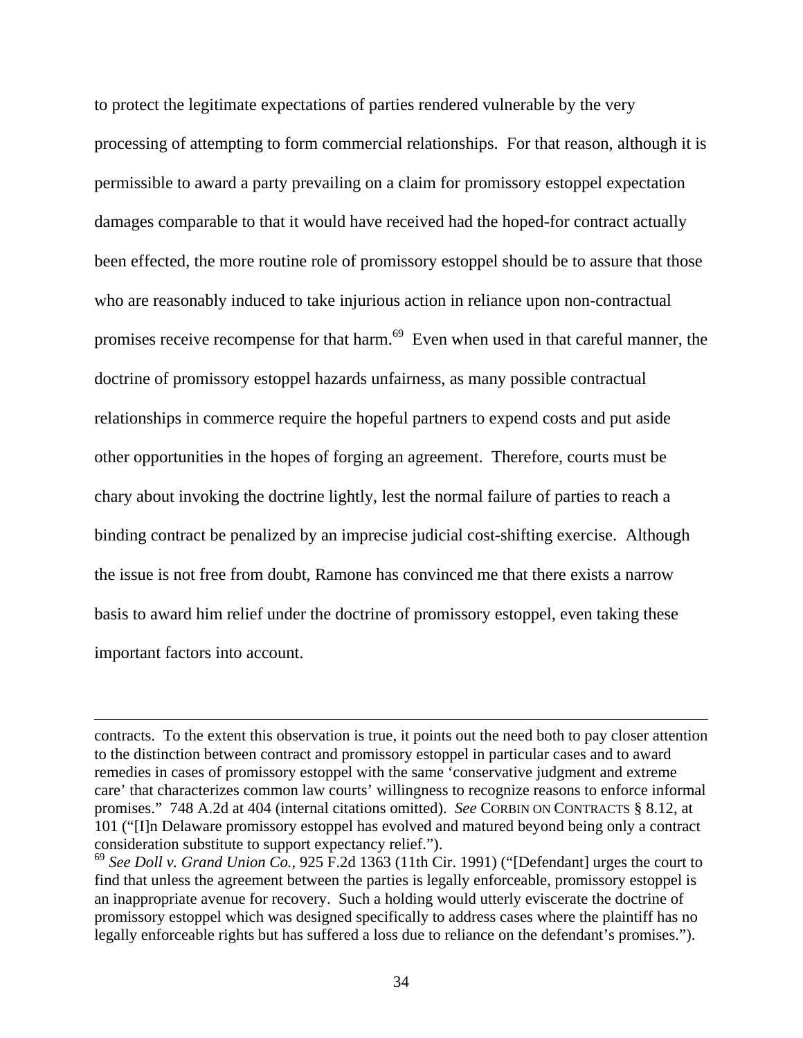to protect the legitimate expectations of parties rendered vulnerable by the very processing of attempting to form commercial relationships. For that reason, although it is permissible to award a party prevailing on a claim for promissory estoppel expectation damages comparable to that it would have received had the hoped-for contract actually been effected, the more routine role of promissory estoppel should be to assure that those who are reasonably induced to take injurious action in reliance upon non-contractual promises receive recompense for that harm.[69] Even when used in that careful manner, the doctrine of promissory estoppel hazards unfairness, as many possible contractual relationships in commerce require the hopeful partners to expend costs and put aside other opportunities in the hopes of forging an agreement. Therefore, courts must be chary about invoking the doctrine lightly, lest the normal failure of parties to reach a binding contract be penalized by an imprecise judicial cost-shifting exercise. Although the issue is not free from doubt, Ramone has convinced me that there exists a narrow basis to award him relief under the doctrine of promissory estoppel, even taking these important factors into account.

---

contracts. To the extent this observation is true, it points out the need both to pay closer attention to the distinction between contract and promissory estoppel in particular cases and to award remedies in cases of promissory estoppel with the same 'conservative judgment and extreme care' that characterizes common law courts' willingness to recognize reasons to enforce informal promises." 748 A.2d at 404 (internal citations omitted). *See* CORBIN ON CONTRACTS § 8.12, at 101 ("[I]n Delaware promissory estoppel has evolved and matured beyond being only a contract consideration substitute to support expectancy relief.").

[69] *See Doll v. Grand Union Co.*, 925 F.2d 1363 (11th Cir. 1991) ("[Defendant] urges the court to find that unless the agreement between the parties is legally enforceable, promissory estoppel is an inappropriate avenue for recovery. Such a holding would utterly eviscerate the doctrine of promissory estoppel which was designed specifically to address cases where the plaintiff has no legally enforceable rights but has suffered a loss due to reliance on the defendant's promises.").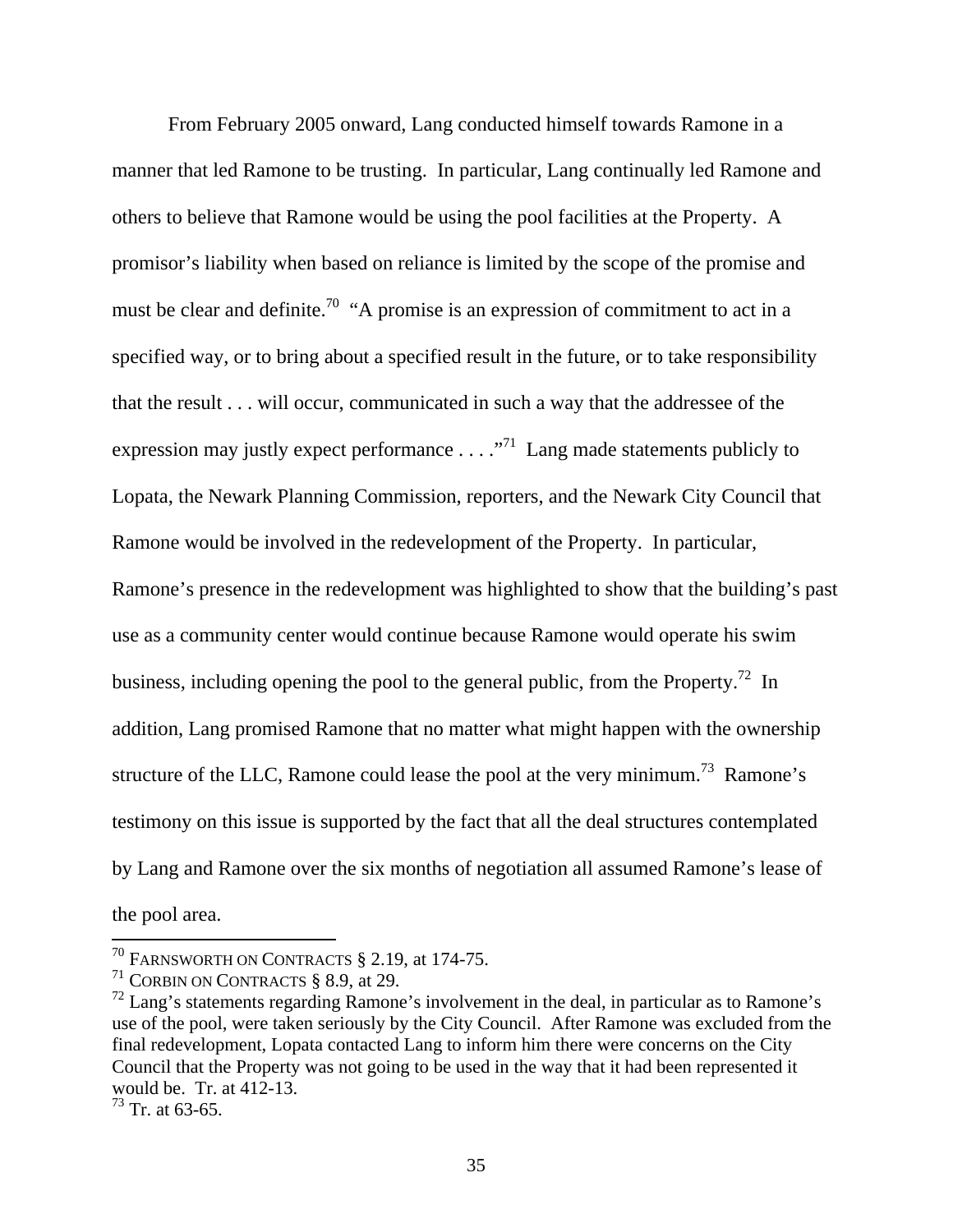From February 2005 onward, Lang conducted himself towards Ramone in a manner that led Ramone to be trusting. In particular, Lang continually led Ramone and others to believe that Ramone would be using the pool facilities at the Property. A promisor's liability when based on reliance is limited by the scope of the promise and must be clear and definite.[70] "A promise is an expression of commitment to act in a specified way, or to bring about a specified result in the future, or to take responsibility that the result . . . will occur, communicated in such a way that the addressee of the expression may justly expect performance . . . ."[71] Lang made statements publicly to Lopata, the Newark Planning Commission, reporters, and the Newark City Council that Ramone would be involved in the redevelopment of the Property. In particular, Ramone's presence in the redevelopment was highlighted to show that the building's past use as a community center would continue because Ramone would operate his swim business, including opening the pool to the general public, from the Property.[72] In addition, Lang promised Ramone that no matter what might happen with the ownership structure of the LLC, Ramone could lease the pool at the very minimum.[73] Ramone's testimony on this issue is supported by the fact that all the deal structures contemplated by Lang and Ramone over the six months of negotiation all assumed Ramone's lease of the pool area.

---

[70] FARNSWORTH ON CONTRACTS § 2.19, at 174-75.

[71] CORBIN ON CONTRACTS § 8.9, at 29.

[72] Lang's statements regarding Ramone's involvement in the deal, in particular as to Ramone's use of the pool, were taken seriously by the City Council. After Ramone was excluded from the final redevelopment, Lopata contacted Lang to inform him there were concerns on the City Council that the Property was not going to be used in the way that it had been represented it would be. Tr. at 412-13.

[73] Tr. at 63-65.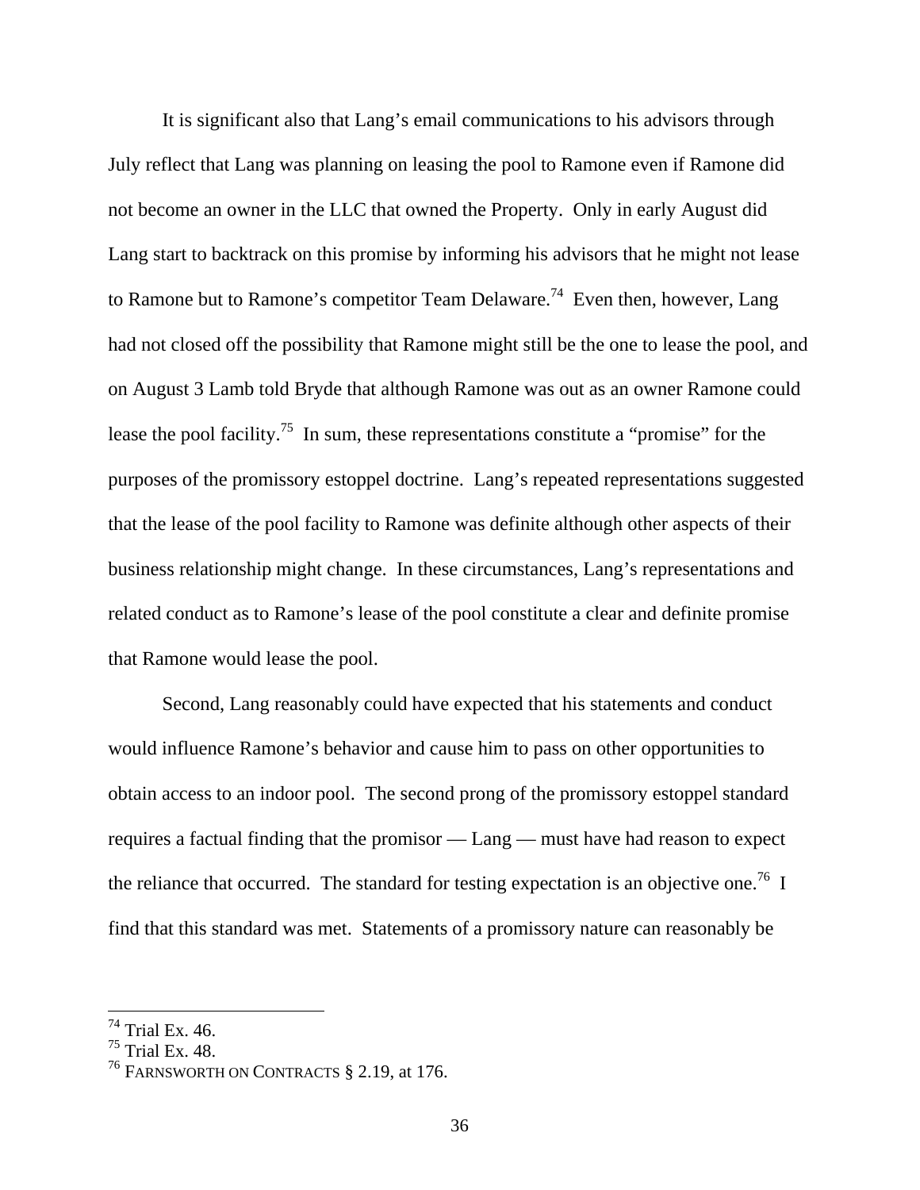It is significant also that Lang's email communications to his advisors through July reflect that Lang was planning on leasing the pool to Ramone even if Ramone did not become an owner in the LLC that owned the Property. Only in early August did Lang start to backtrack on this promise by informing his advisors that he might not lease to Ramone but to Ramone's competitor Team Delaware.[74] Even then, however, Lang had not closed off the possibility that Ramone might still be the one to lease the pool, and on August 3 Lamb told Bryde that although Ramone was out as an owner Ramone could lease the pool facility.[75] In sum, these representations constitute a "promise" for the purposes of the promissory estoppel doctrine. Lang's repeated representations suggested that the lease of the pool facility to Ramone was definite although other aspects of their business relationship might change. In these circumstances, Lang's representations and related conduct as to Ramone's lease of the pool constitute a clear and definite promise that Ramone would lease the pool.

Second, Lang reasonably could have expected that his statements and conduct would influence Ramone's behavior and cause him to pass on other opportunities to obtain access to an indoor pool. The second prong of the promissory estoppel standard requires a factual finding that the promisor — Lang — must have had reason to expect the reliance that occurred. The standard for testing expectation is an objective one.[76] I find that this standard was met. Statements of a promissory nature can reasonably be

---

[74] Trial Ex. 46.
[75] Trial Ex. 48.
[76] FARNSWORTH ON CONTRACTS § 2.19, at 176.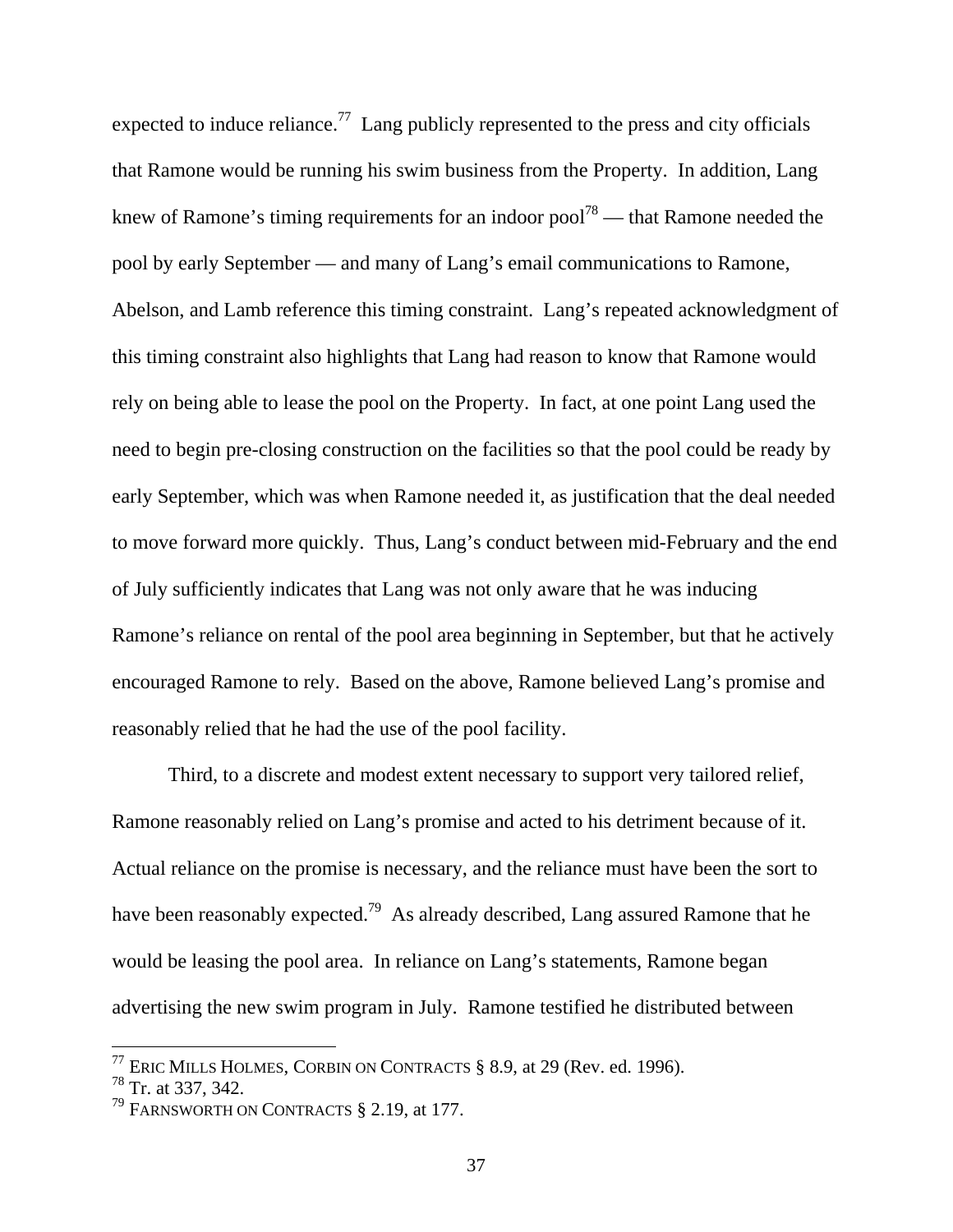expected to induce reliance.[77] Lang publicly represented to the press and city officials that Ramone would be running his swim business from the Property. In addition, Lang knew of Ramone's timing requirements for an indoor pool[78] — that Ramone needed the pool by early September — and many of Lang's email communications to Ramone, Abelson, and Lamb reference this timing constraint. Lang's repeated acknowledgment of this timing constraint also highlights that Lang had reason to know that Ramone would rely on being able to lease the pool on the Property. In fact, at one point Lang used the need to begin pre-closing construction on the facilities so that the pool could be ready by early September, which was when Ramone needed it, as justification that the deal needed to move forward more quickly. Thus, Lang's conduct between mid-February and the end of July sufficiently indicates that Lang was not only aware that he was inducing Ramone's reliance on rental of the pool area beginning in September, but that he actively encouraged Ramone to rely. Based on the above, Ramone believed Lang's promise and reasonably relied that he had the use of the pool facility.

Third, to a discrete and modest extent necessary to support very tailored relief, Ramone reasonably relied on Lang's promise and acted to his detriment because of it. Actual reliance on the promise is necessary, and the reliance must have been the sort to have been reasonably expected.[79] As already described, Lang assured Ramone that he would be leasing the pool area. In reliance on Lang's statements, Ramone began advertising the new swim program in July. Ramone testified he distributed between

---

[77] ERIC MILLS HOLMES, CORBIN ON CONTRACTS § 8.9, at 29 (Rev. ed. 1996).

[78] Tr. at 337, 342.

[79] FARNSWORTH ON CONTRACTS § 2.19, at 177.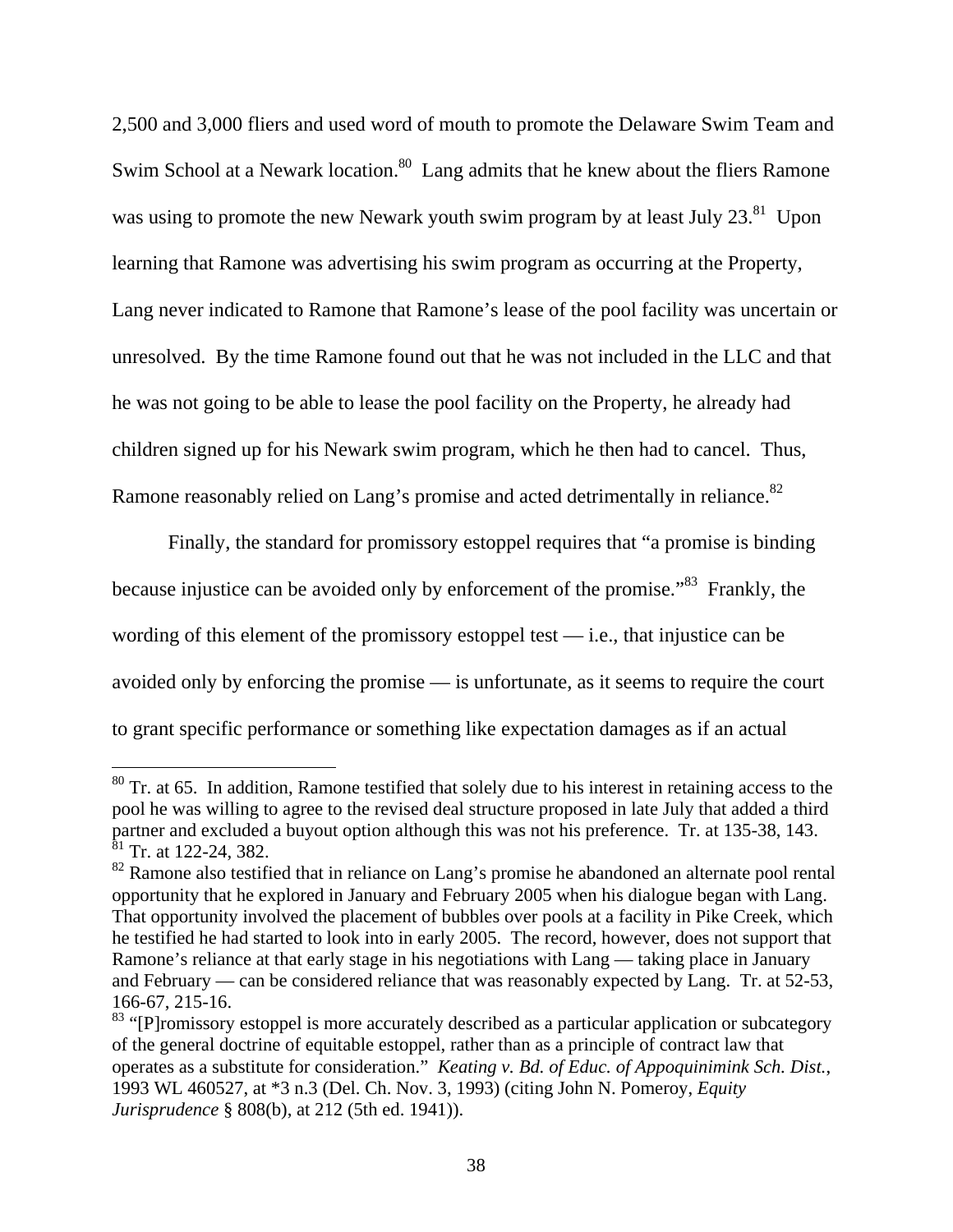2,500 and 3,000 fliers and used word of mouth to promote the Delaware Swim Team and Swim School at a Newark location.[80] Lang admits that he knew about the fliers Ramone was using to promote the new Newark youth swim program by at least July 23.[81] Upon learning that Ramone was advertising his swim program as occurring at the Property, Lang never indicated to Ramone that Ramone's lease of the pool facility was uncertain or unresolved. By the time Ramone found out that he was not included in the LLC and that he was not going to be able to lease the pool facility on the Property, he already had children signed up for his Newark swim program, which he then had to cancel. Thus, Ramone reasonably relied on Lang's promise and acted detrimentally in reliance.[82]

Finally, the standard for promissory estoppel requires that "a promise is binding because injustice can be avoided only by enforcement of the promise."[83] Frankly, the wording of this element of the promissory estoppel test — i.e., that injustice can be avoided only by enforcing the promise — is unfortunate, as it seems to require the court to grant specific performance or something like expectation damages as if an actual

---

[80] Tr. at 65. In addition, Ramone testified that solely due to his interest in retaining access to the pool he was willing to agree to the revised deal structure proposed in late July that added a third partner and excluded a buyout option although this was not his preference. Tr. at 135-38, 143.

[81] Tr. at 122-24, 382.

[82] Ramone also testified that in reliance on Lang's promise he abandoned an alternate pool rental opportunity that he explored in January and February 2005 when his dialogue began with Lang. That opportunity involved the placement of bubbles over pools at a facility in Pike Creek, which he testified he had started to look into in early 2005. The record, however, does not support that Ramone's reliance at that early stage in his negotiations with Lang — taking place in January and February — can be considered reliance that was reasonably expected by Lang. Tr. at 52-53, 166-67, 215-16.

[83] "[P]romissory estoppel is more accurately described as a particular application or subcategory of the general doctrine of equitable estoppel, rather than as a principle of contract law that operates as a substitute for consideration." *Keating v. Bd. of Educ. of Appoquinimink Sch. Dist.*, 1993 WL 460527, at *3 n.3 (Del. Ch. Nov. 3, 1993) (citing John N. Pomeroy, *Equity Jurisprudence* § 808(b), at 212 (5th ed. 1941)).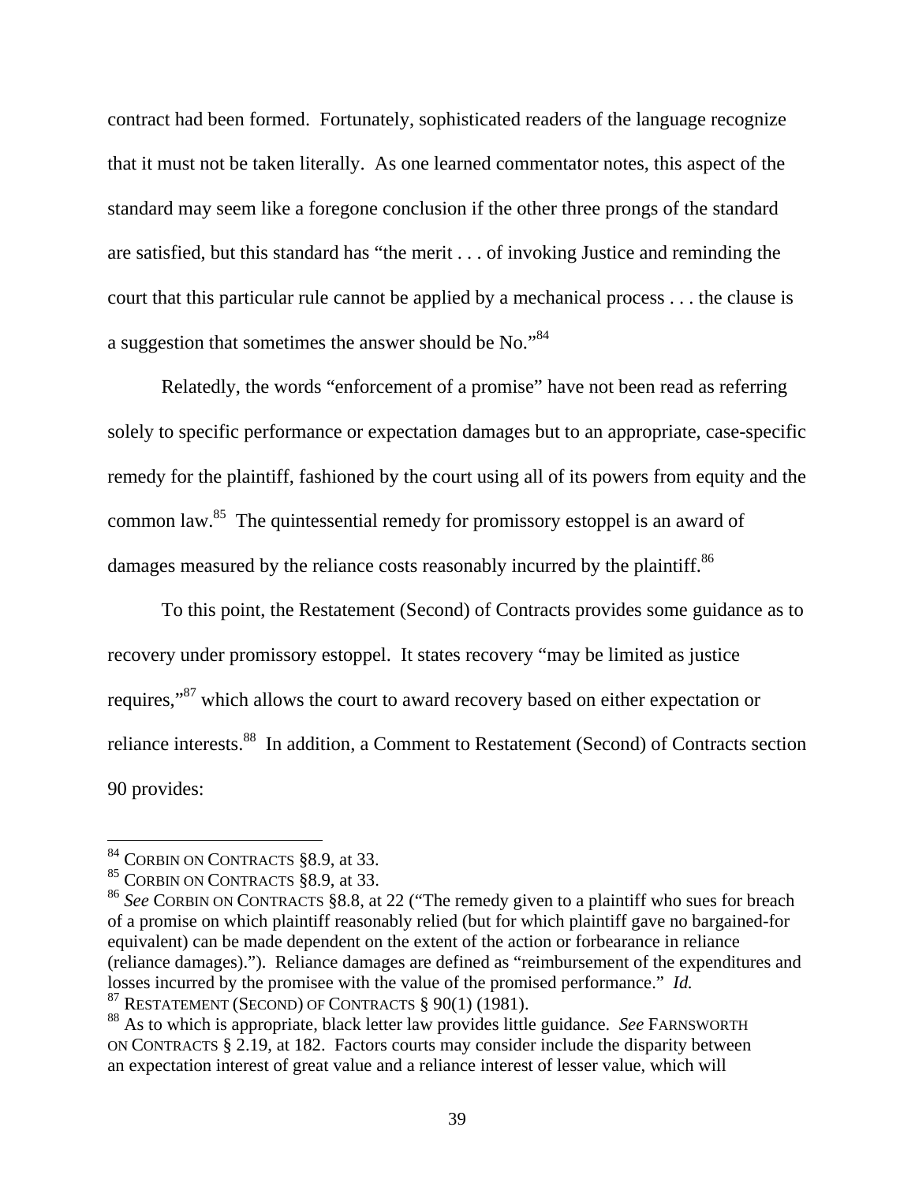contract had been formed. Fortunately, sophisticated readers of the language recognize that it must not be taken literally. As one learned commentator notes, this aspect of the standard may seem like a foregone conclusion if the other three prongs of the standard are satisfied, but this standard has "the merit . . . of invoking Justice and reminding the court that this particular rule cannot be applied by a mechanical process . . . the clause is a suggestion that sometimes the answer should be No."[84]

Relatedly, the words "enforcement of a promise" have not been read as referring solely to specific performance or expectation damages but to an appropriate, case-specific remedy for the plaintiff, fashioned by the court using all of its powers from equity and the common law.[85] The quintessential remedy for promissory estoppel is an award of damages measured by the reliance costs reasonably incurred by the plaintiff.[86]

To this point, the Restatement (Second) of Contracts provides some guidance as to recovery under promissory estoppel. It states recovery "may be limited as justice requires,"[87] which allows the court to award recovery based on either expectation or reliance interests.[88] In addition, a Comment to Restatement (Second) of Contracts section 90 provides:

---

[84] CORBIN ON CONTRACTS §8.9, at 33.

[85] CORBIN ON CONTRACTS §8.9, at 33.

[86] *See* CORBIN ON CONTRACTS §8.8, at 22 ("The remedy given to a plaintiff who sues for breach of a promise on which plaintiff reasonably relied (but for which plaintiff gave no bargained-for equivalent) can be made dependent on the extent of the action or forbearance in reliance (reliance damages)."). Reliance damages are defined as "reimbursement of the expenditures and losses incurred by the promisee with the value of the promised performance." *Id.*

[87] RESTATEMENT (SECOND) OF CONTRACTS § 90(1) (1981).

[88] As to which is appropriate, black letter law provides little guidance. *See* FARNSWORTH ON CONTRACTS § 2.19, at 182. Factors courts may consider include the disparity between an expectation interest of great value and a reliance interest of lesser value, which will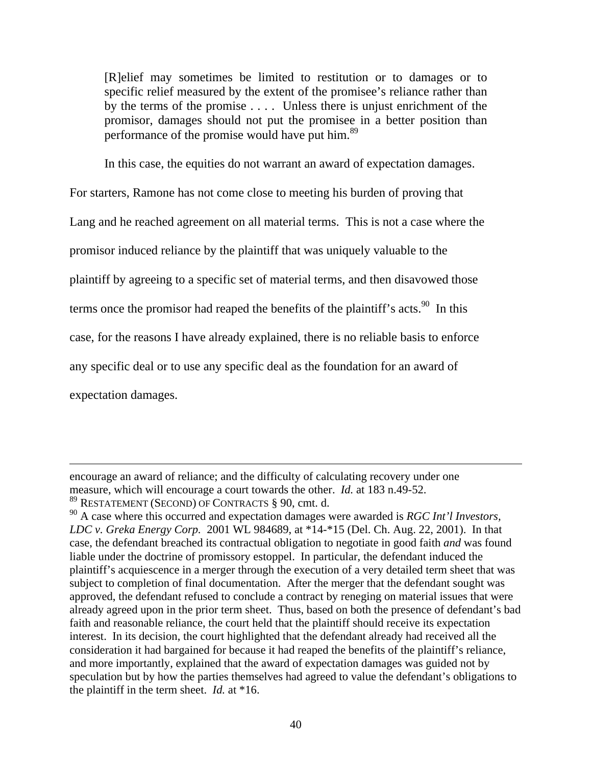> [R]elief may sometimes be limited to restitution or to damages or to specific relief measured by the extent of the promisee's reliance rather than by the terms of the promise . . . . Unless there is unjust enrichment of the promisor, damages should not put the promisee in a better position than performance of the promise would have put him.[89]

In this case, the equities do not warrant an award of expectation damages. For starters, Ramone has not come close to meeting his burden of proving that Lang and he reached agreement on all material terms. This is not a case where the promisor induced reliance by the plaintiff that was uniquely valuable to the plaintiff by agreeing to a specific set of material terms, and then disavowed those terms once the promisor had reaped the benefits of the plaintiff's acts.[90] In this case, for the reasons I have already explained, there is no reliable basis to enforce any specific deal or to use any specific deal as the foundation for an award of expectation damages.

---

encourage an award of reliance; and the difficulty of calculating recovery under one measure, which will encourage a court towards the other. *Id.* at 183 n.49-52.

[89] RESTATEMENT (SECOND) OF CONTRACTS § 90, cmt. d.

[90] A case where this occurred and expectation damages were awarded is *RGC Int'l Investors, LDC v. Greka Energy Corp.* 2001 WL 984689, at *14-*15 (Del. Ch. Aug. 22, 2001). In that case, the defendant breached its contractual obligation to negotiate in good faith *and* was found liable under the doctrine of promissory estoppel. In particular, the defendant induced the plaintiff's acquiescence in a merger through the execution of a very detailed term sheet that was subject to completion of final documentation. After the merger that the defendant sought was approved, the defendant refused to conclude a contract by reneging on material issues that were already agreed upon in the prior term sheet. Thus, based on both the presence of defendant's bad faith and reasonable reliance, the court held that the plaintiff should receive its expectation interest. In its decision, the court highlighted that the defendant already had received all the consideration it had bargained for because it had reaped the benefits of the plaintiff's reliance, and more importantly, explained that the award of expectation damages was guided not by speculation but by how the parties themselves had agreed to value the defendant's obligations to the plaintiff in the term sheet. *Id.* at *16.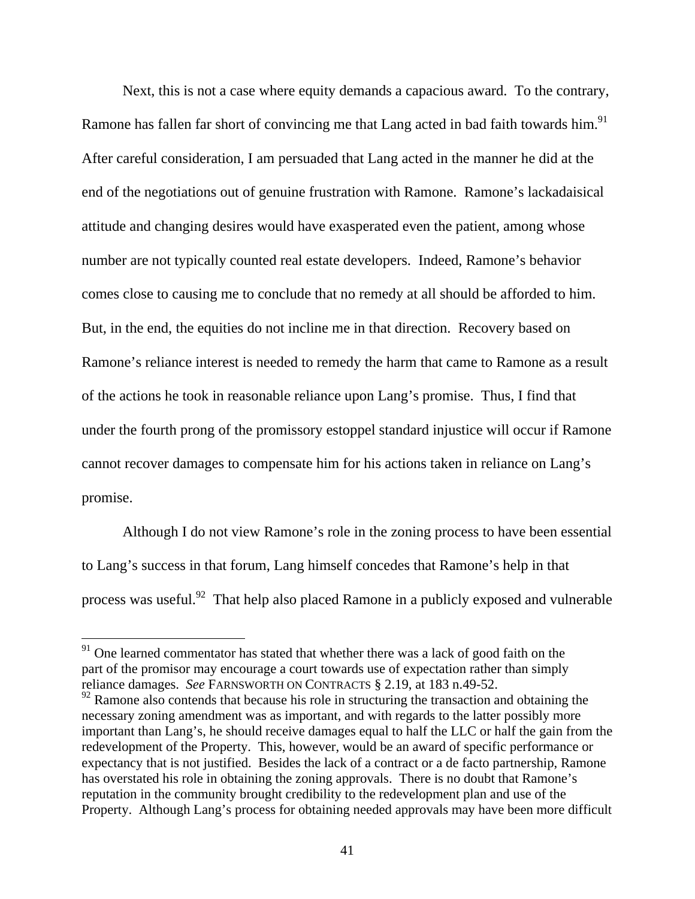Next, this is not a case where equity demands a capacious award. To the contrary, Ramone has fallen far short of convincing me that Lang acted in bad faith towards him.[91] After careful consideration, I am persuaded that Lang acted in the manner he did at the end of the negotiations out of genuine frustration with Ramone. Ramone's lackadaisical attitude and changing desires would have exasperated even the patient, among whose number are not typically counted real estate developers. Indeed, Ramone's behavior comes close to causing me to conclude that no remedy at all should be afforded to him. But, in the end, the equities do not incline me in that direction. Recovery based on Ramone's reliance interest is needed to remedy the harm that came to Ramone as a result of the actions he took in reasonable reliance upon Lang's promise. Thus, I find that under the fourth prong of the promissory estoppel standard injustice will occur if Ramone cannot recover damages to compensate him for his actions taken in reliance on Lang's promise.

Although I do not view Ramone's role in the zoning process to have been essential to Lang's success in that forum, Lang himself concedes that Ramone's help in that process was useful.[92] That help also placed Ramone in a publicly exposed and vulnerable

---

[91] One learned commentator has stated that whether there was a lack of good faith on the part of the promisor may encourage a court towards use of expectation rather than simply reliance damages. *See* FARNSWORTH ON CONTRACTS § 2.19, at 183 n.49-52.

[92] Ramone also contends that because his role in structuring the transaction and obtaining the necessary zoning amendment was as important, and with regards to the latter possibly more important than Lang's, he should receive damages equal to half the LLC or half the gain from the redevelopment of the Property. This, however, would be an award of specific performance or expectancy that is not justified. Besides the lack of a contract or a de facto partnership, Ramone has overstated his role in obtaining the zoning approvals. There is no doubt that Ramone's reputation in the community brought credibility to the redevelopment plan and use of the Property. Although Lang's process for obtaining needed approvals may have been more difficult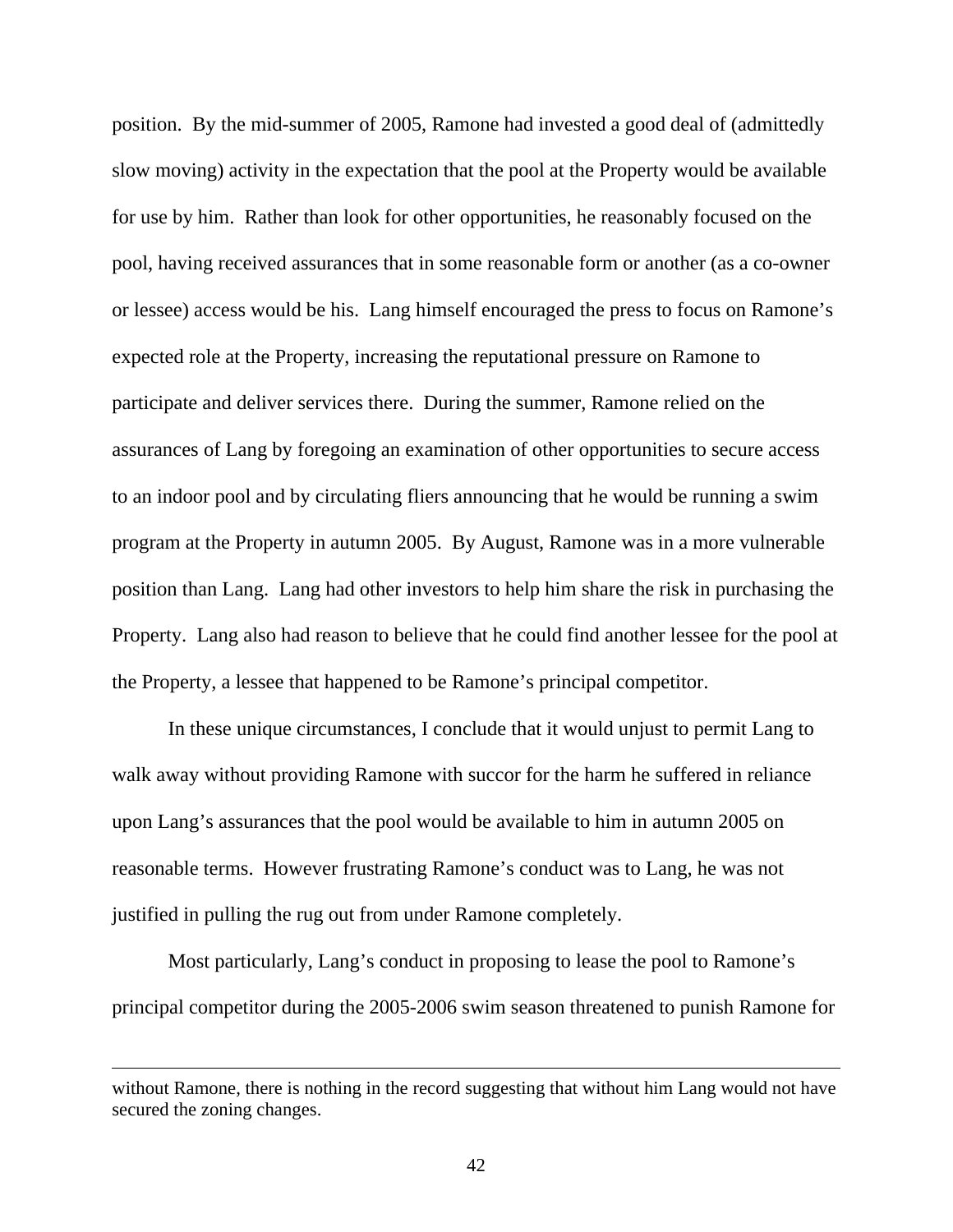position. By the mid-summer of 2005, Ramone had invested a good deal of (admittedly slow moving) activity in the expectation that the pool at the Property would be available for use by him. Rather than look for other opportunities, he reasonably focused on the pool, having received assurances that in some reasonable form or another (as a co-owner or lessee) access would be his. Lang himself encouraged the press to focus on Ramone's expected role at the Property, increasing the reputational pressure on Ramone to participate and deliver services there. During the summer, Ramone relied on the assurances of Lang by foregoing an examination of other opportunities to secure access to an indoor pool and by circulating fliers announcing that he would be running a swim program at the Property in autumn 2005. By August, Ramone was in a more vulnerable position than Lang. Lang had other investors to help him share the risk in purchasing the Property. Lang also had reason to believe that he could find another lessee for the pool at the Property, a lessee that happened to be Ramone's principal competitor.

In these unique circumstances, I conclude that it would unjust to permit Lang to walk away without providing Ramone with succor for the harm he suffered in reliance upon Lang's assurances that the pool would be available to him in autumn 2005 on reasonable terms. However frustrating Ramone's conduct was to Lang, he was not justified in pulling the rug out from under Ramone completely.

Most particularly, Lang's conduct in proposing to lease the pool to Ramone's principal competitor during the 2005-2006 swim season threatened to punish Ramone for

---

without Ramone, there is nothing in the record suggesting that without him Lang would not have secured the zoning changes.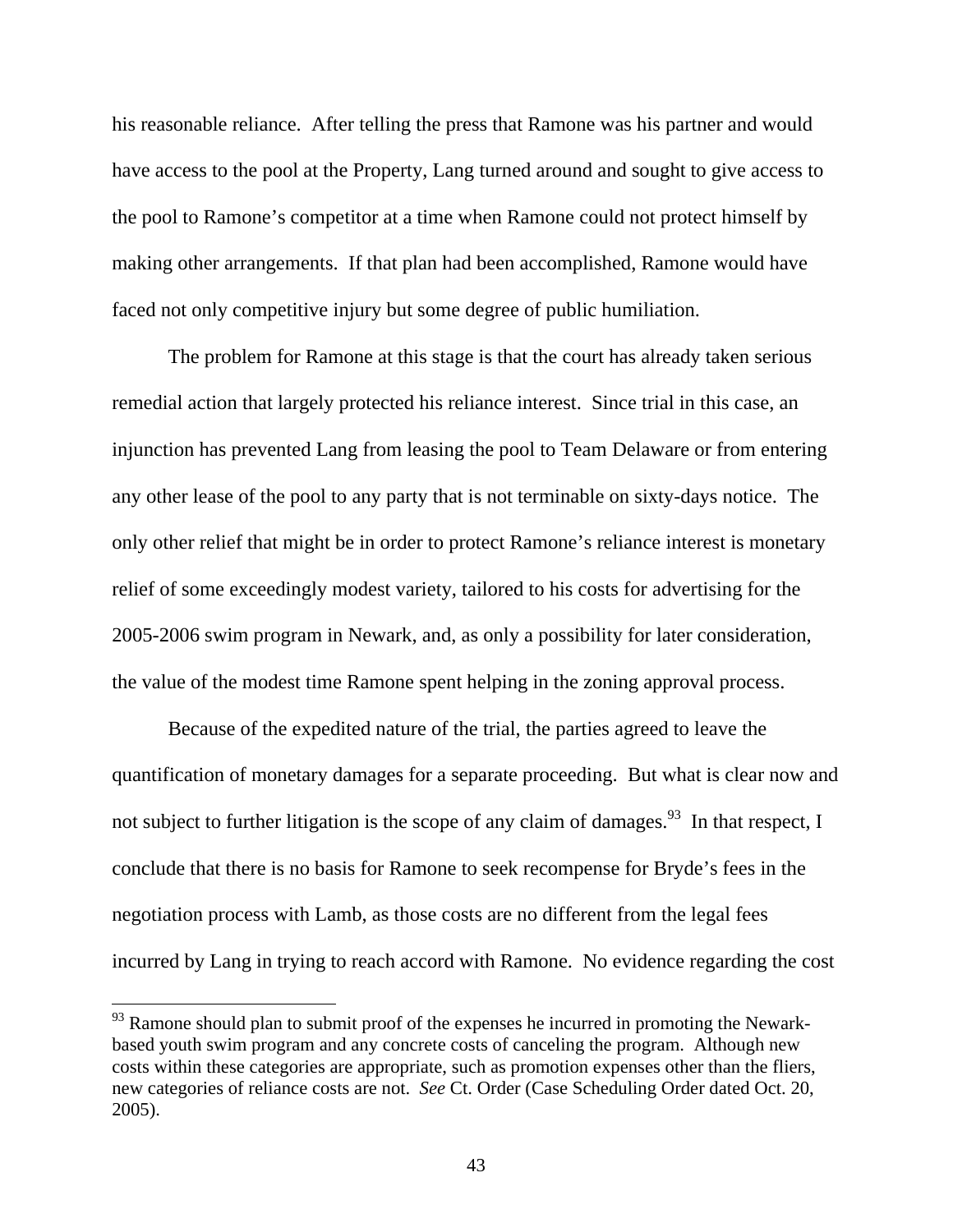his reasonable reliance. After telling the press that Ramone was his partner and would have access to the pool at the Property, Lang turned around and sought to give access to the pool to Ramone's competitor at a time when Ramone could not protect himself by making other arrangements. If that plan had been accomplished, Ramone would have faced not only competitive injury but some degree of public humiliation.

The problem for Ramone at this stage is that the court has already taken serious remedial action that largely protected his reliance interest. Since trial in this case, an injunction has prevented Lang from leasing the pool to Team Delaware or from entering any other lease of the pool to any party that is not terminable on sixty-days notice. The only other relief that might be in order to protect Ramone's reliance interest is monetary relief of some exceedingly modest variety, tailored to his costs for advertising for the 2005-2006 swim program in Newark, and, as only a possibility for later consideration, the value of the modest time Ramone spent helping in the zoning approval process.

Because of the expedited nature of the trial, the parties agreed to leave the quantification of monetary damages for a separate proceeding. But what is clear now and not subject to further litigation is the scope of any claim of damages.[93] In that respect, I conclude that there is no basis for Ramone to seek recompense for Bryde's fees in the negotiation process with Lamb, as those costs are no different from the legal fees incurred by Lang in trying to reach accord with Ramone. No evidence regarding the cost

---

[93] Ramone should plan to submit proof of the expenses he incurred in promoting the Newark-based youth swim program and any concrete costs of canceling the program. Although new costs within these categories are appropriate, such as promotion expenses other than the fliers, new categories of reliance costs are not. *See* Ct. Order (Case Scheduling Order dated Oct. 20, 2005).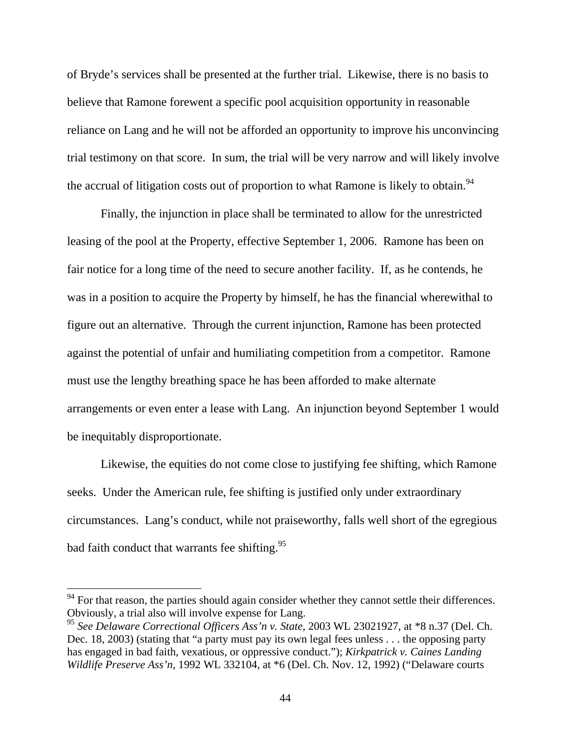of Bryde's services shall be presented at the further trial. Likewise, there is no basis to believe that Ramone forewent a specific pool acquisition opportunity in reasonable reliance on Lang and he will not be afforded an opportunity to improve his unconvincing trial testimony on that score. In sum, the trial will be very narrow and will likely involve the accrual of litigation costs out of proportion to what Ramone is likely to obtain.[94]

Finally, the injunction in place shall be terminated to allow for the unrestricted leasing of the pool at the Property, effective September 1, 2006. Ramone has been on fair notice for a long time of the need to secure another facility. If, as he contends, he was in a position to acquire the Property by himself, he has the financial wherewithal to figure out an alternative. Through the current injunction, Ramone has been protected against the potential of unfair and humiliating competition from a competitor. Ramone must use the lengthy breathing space he has been afforded to make alternate arrangements or even enter a lease with Lang. An injunction beyond September 1 would be inequitably disproportionate.

Likewise, the equities do not come close to justifying fee shifting, which Ramone seeks. Under the American rule, fee shifting is justified only under extraordinary circumstances. Lang's conduct, while not praiseworthy, falls well short of the egregious bad faith conduct that warrants fee shifting.[95]

---

[94] For that reason, the parties should again consider whether they cannot settle their differences. Obviously, a trial also will involve expense for Lang.

[95] *See Delaware Correctional Officers Ass'n v. State*, 2003 WL 23021927, at *8 n.37 (Del. Ch. Dec. 18, 2003) (stating that "a party must pay its own legal fees unless . . . the opposing party has engaged in bad faith, vexatious, or oppressive conduct."); *Kirkpatrick v. Caines Landing Wildlife Preserve Ass'n*, 1992 WL 332104, at *6 (Del. Ch. Nov. 12, 1992) ("Delaware courts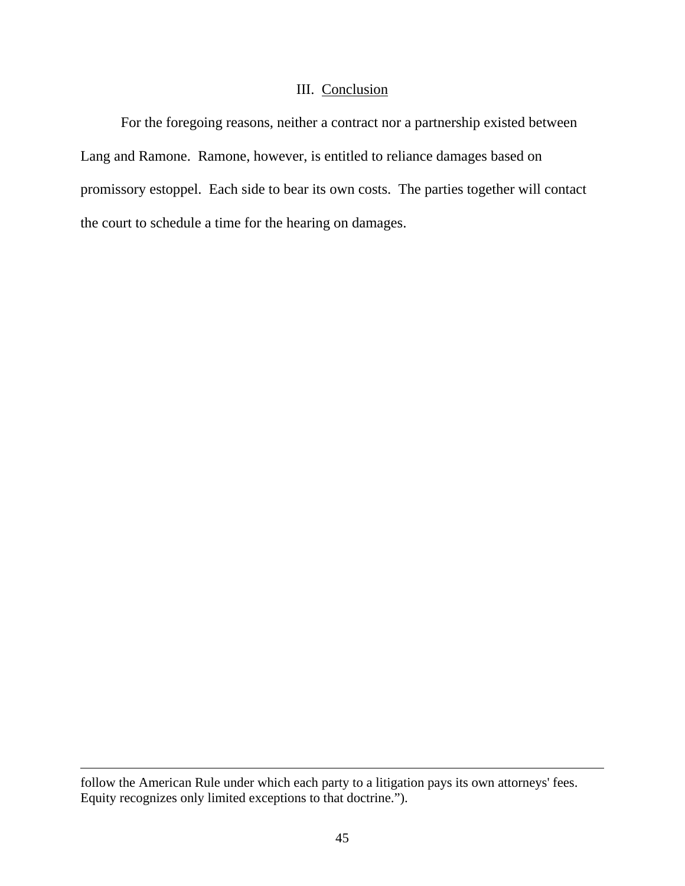## III. Conclusion

For the foregoing reasons, neither a contract nor a partnership existed between Lang and Ramone. Ramone, however, is entitled to reliance damages based on promissory estoppel. Each side to bear its own costs. The parties together will contact the court to schedule a time for the hearing on damages.

---

follow the American Rule under which each party to a litigation pays its own attorneys' fees. Equity recognizes only limited exceptions to that doctrine.").